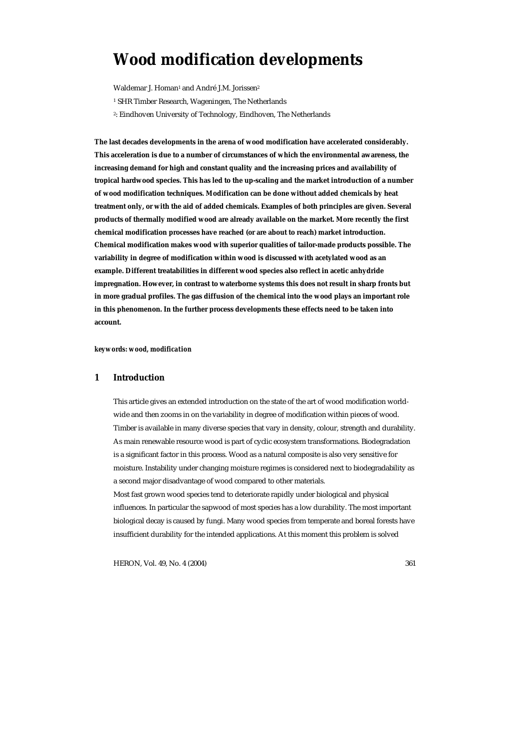# Wood modification developments

Waldemar J. Homan[1] and André J.M. Jorissen[2]

[1] SHR Timber Research, Wageningen, The Netherlands

[2]: Eindhoven University of Technology, Eindhoven, The Netherlands

**The last decades developments in the arena of wood modification have accelerated considerably. This acceleration is due to a number of circumstances of which the environmental awareness, the increasing demand for high and constant quality and the increasing prices and availability of tropical hardwood species. This has led to the up-scaling and the market introduction of a number of wood modification techniques. Modification can be done without added chemicals by heat treatment only, or with the aid of added chemicals. Examples of both principles are given. Several products of thermally modified wood are already available on the market. More recently the first chemical modification processes have reached (or are about to reach) market introduction. Chemical modification makes wood with superior qualities of tailor-made products possible. The variability in degree of modification within wood is discussed with acetylated wood as an example. Different treatabilities in different wood species also reflect in acetic anhydride impregnation. However, in contrast to waterborne systems this does not result in sharp fronts but in more gradual profiles. The gas diffusion of the chemical into the wood plays an important role in this phenomenon. In the further process developments these effects need to be taken into account.**

***keywords: wood, modification***

## 1 Introduction

This article gives an extended introduction on the state of the art of wood modification world-wide and then zooms in on the variability in degree of modification within pieces of wood. Timber is available in many diverse species that vary in density, colour, strength and durability. As main renewable resource wood is part of cyclic ecosystem transformations. Biodegradation is a significant factor in this process. Wood as a natural composite is also very sensitive for moisture. Instability under changing moisture regimes is considered next to biodegradability as a second major disadvantage of wood compared to other materials.

Most fast grown wood species tend to deteriorate rapidly under biological and physical influences. In particular the sapwood of most species has a low durability. The most important biological decay is caused by fungi. Many wood species from temperate and boreal forests have insufficient durability for the intended applications. At this moment this problem is solved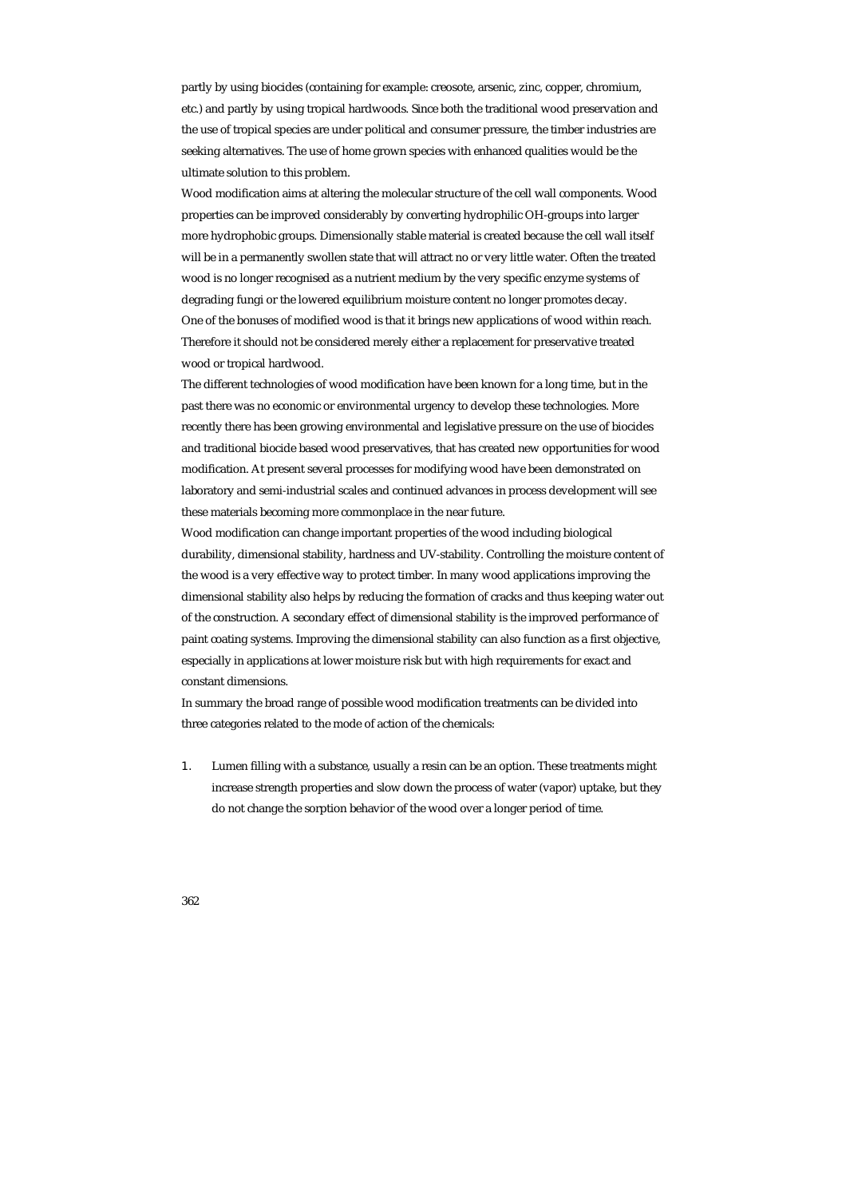partly by using biocides (containing for example: creosote, arsenic, zinc, copper, chromium, etc.) and partly by using tropical hardwoods. Since both the traditional wood preservation and the use of tropical species are under political and consumer pressure, the timber industries are seeking alternatives. The use of home grown species with enhanced qualities would be the ultimate solution to this problem.

Wood modification aims at altering the molecular structure of the cell wall components. Wood properties can be improved considerably by converting hydrophilic OH-groups into larger more hydrophobic groups. Dimensionally stable material is created because the cell wall itself will be in a permanently swollen state that will attract no or very little water. Often the treated wood is no longer recognised as a nutrient medium by the very specific enzyme systems of degrading fungi or the lowered equilibrium moisture content no longer promotes decay.

One of the bonuses of modified wood is that it brings new applications of wood within reach. Therefore it should not be considered merely either a replacement for preservative treated wood or tropical hardwood.

The different technologies of wood modification have been known for a long time, but in the past there was no economic or environmental urgency to develop these technologies. More recently there has been growing environmental and legislative pressure on the use of biocides and traditional biocide based wood preservatives, that has created new opportunities for wood modification. At present several processes for modifying wood have been demonstrated on laboratory and semi-industrial scales and continued advances in process development will see these materials becoming more commonplace in the near future.

Wood modification can change important properties of the wood including biological durability, dimensional stability, hardness and UV-stability. Controlling the moisture content of the wood is a very effective way to protect timber. In many wood applications improving the dimensional stability also helps by reducing the formation of cracks and thus keeping water out of the construction. A secondary effect of dimensional stability is the improved performance of paint coating systems. Improving the dimensional stability can also function as a first objective, especially in applications at lower moisture risk but with high requirements for exact and constant dimensions.

In summary the broad range of possible wood modification treatments can be divided into three categories related to the mode of action of the chemicals:

1. Lumen filling with a substance, usually a resin can be an option. These treatments might increase strength properties and slow down the process of water (vapor) uptake, but they do not change the sorption behavior of the wood over a longer period of time.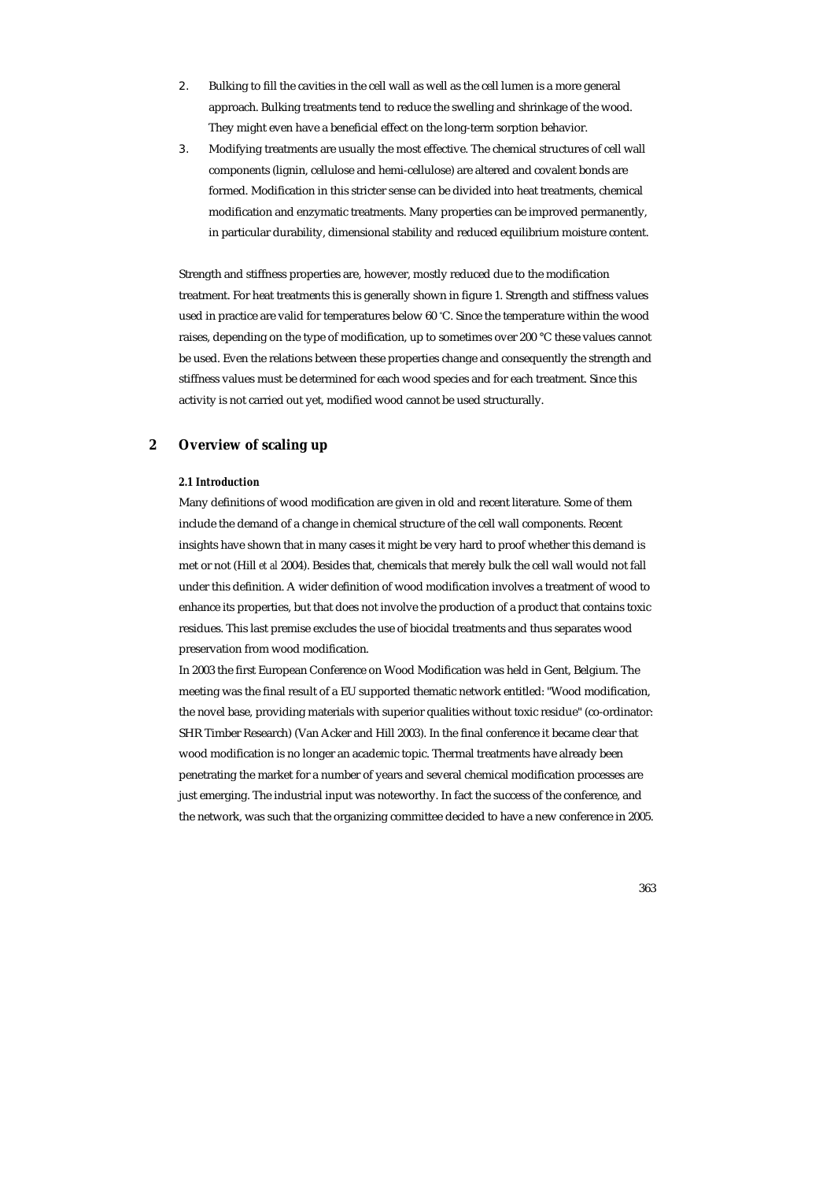2. Bulking to fill the cavities in the cell wall as well as the cell lumen is a more general approach. Bulking treatments tend to reduce the swelling and shrinkage of the wood. They might even have a beneficial effect on the long-term sorption behavior.
3. Modifying treatments are usually the most effective. The chemical structures of cell wall components (lignin, cellulose and hemi-cellulose) are altered and covalent bonds are formed. Modification in this stricter sense can be divided into heat treatments, chemical modification and enzymatic treatments. Many properties can be improved permanently, in particular durability, dimensional stability and reduced equilibrium moisture content.

Strength and stiffness properties are, however, mostly reduced due to the modification treatment. For heat treatments this is generally shown in figure 1. Strength and stiffness values used in practice are valid for temperatures below 60 °C. Since the temperature within the wood raises, depending on the type of modification, up to sometimes over 200 °C these values cannot be used. Even the relations between these properties change and consequently the strength and stiffness values must be determined for each wood species and for each treatment. Since this activity is not carried out yet, modified wood cannot be used structurally.

## 2 Overview of scaling up

### 2.1 Introduction

Many definitions of wood modification are given in old and recent literature. Some of them include the demand of a change in chemical structure of the cell wall components. Recent insights have shown that in many cases it might be very hard to proof whether this demand is met or not (Hill *et al* 2004). Besides that, chemicals that merely bulk the cell wall would not fall under this definition. A wider definition of wood modification involves a treatment of wood to enhance its properties, but that does not involve the production of a product that contains toxic residues. This last premise excludes the use of biocidal treatments and thus separates wood preservation from wood modification.

In 2003 the first European Conference on Wood Modification was held in Gent, Belgium. The meeting was the final result of a EU supported thematic network entitled: "Wood modification, the novel base, providing materials with superior qualities without toxic residue" (co-ordinator: SHR Timber Research) (Van Acker and Hill 2003). In the final conference it became clear that wood modification is no longer an academic topic. Thermal treatments have already been penetrating the market for a number of years and several chemical modification processes are just emerging. The industrial input was noteworthy. In fact the success of the conference, and the network, was such that the organizing committee decided to have a new conference in 2005.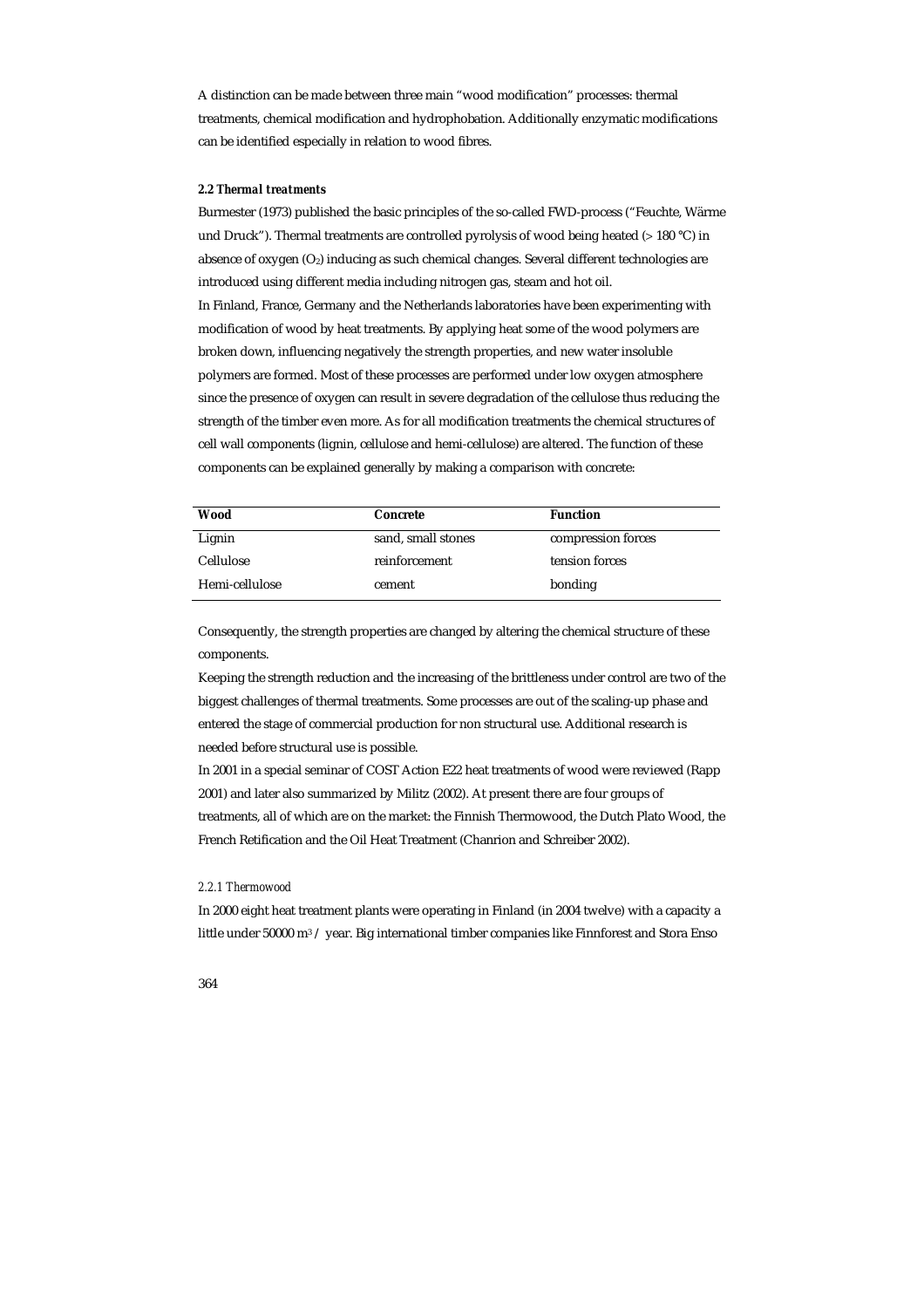A distinction can be made between three main "wood modification" processes: thermal treatments, chemical modification and hydrophobation. Additionally enzymatic modifications can be identified especially in relation to wood fibres.

### *2.2 Thermal treatments*

Burmester (1973) published the basic principles of the so-called FWD-process ("Feuchte, Wärme und Druck"). Thermal treatments are controlled pyrolysis of wood being heated (> 180 °C) in absence of oxygen ($O_2$) inducing as such chemical changes. Several different technologies are introduced using different media including nitrogen gas, steam and hot oil.

In Finland, France, Germany and the Netherlands laboratories have been experimenting with modification of wood by heat treatments. By applying heat some of the wood polymers are broken down, influencing negatively the strength properties, and new water insoluble polymers are formed. Most of these processes are performed under low oxygen atmosphere since the presence of oxygen can result in severe degradation of the cellulose thus reducing the strength of the timber even more. As for all modification treatments the chemical structures of cell wall components (lignin, cellulose and hemi-cellulose) are altered. The function of these components can be explained generally by making a comparison with concrete:

| Wood | Concrete | Function |
|---|---|---|
| Lignin | sand, small stones | compression forces |
| Cellulose | reinforcement | tension forces |
| Hemi-cellulose | cement | bonding |

Consequently, the strength properties are changed by altering the chemical structure of these components.

Keeping the strength reduction and the increasing of the brittleness under control are two of the biggest challenges of thermal treatments. Some processes are out of the scaling-up phase and entered the stage of commercial production for non structural use. Additional research is needed before structural use is possible.

In 2001 in a special seminar of COST Action E22 heat treatments of wood were reviewed (Rapp 2001) and later also summarized by Militz (2002). At present there are four groups of treatments, all of which are on the market: the Finnish Thermowood, the Dutch Plato Wood, the French Retification and the Oil Heat Treatment (Chanrion and Schreiber 2002).

#### *2.2.1 Thermowood*

In 2000 eight heat treatment plants were operating in Finland (in 2004 twelve) with a capacity a little under 50000 $m^3$ / year. Big international timber companies like Finnforest and Stora Enso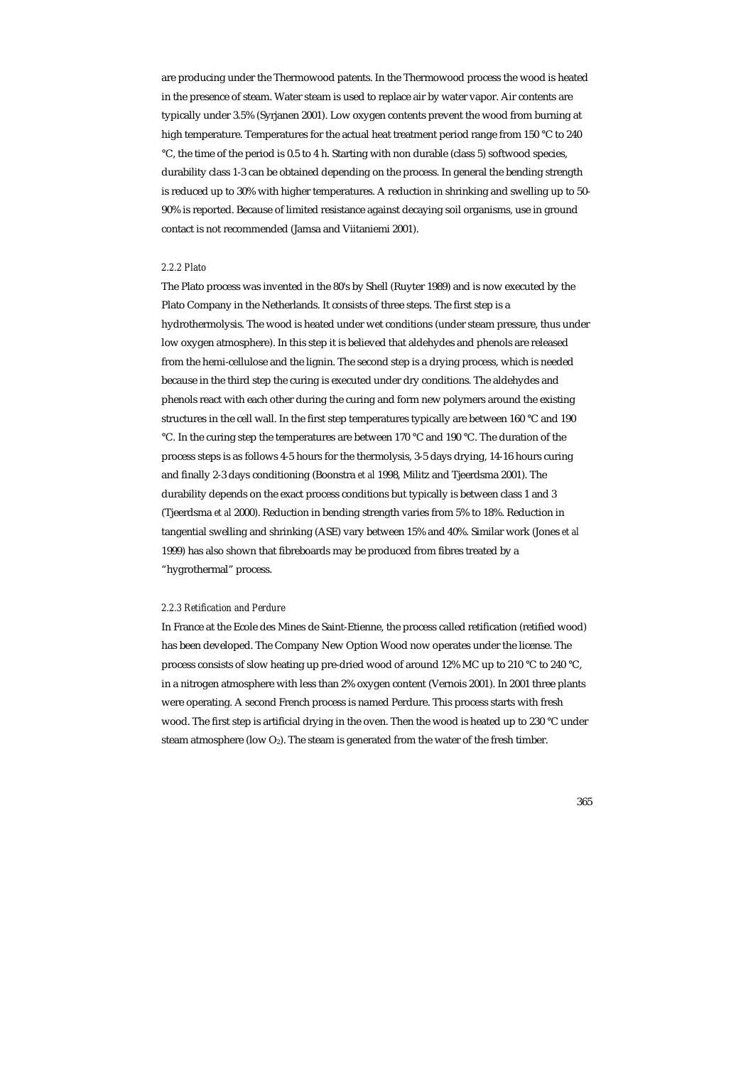are producing under the Thermowood patents. In the Thermowood process the wood is heated in the presence of steam. Water steam is used to replace air by water vapor. Air contents are typically under 3.5% (Syrjanen 2001). Low oxygen contents prevent the wood from burning at high temperature. Temperatures for the actual heat treatment period range from 150 °C to 240 °C, the time of the period is 0.5 to 4 h. Starting with non durable (class 5) softwood species, durability class 1-3 can be obtained depending on the process. In general the bending strength is reduced up to 30% with higher temperatures. A reduction in shrinking and swelling up to 50-90% is reported. Because of limited resistance against decaying soil organisms, use in ground contact is not recommended (Jamsa and Viitaniemi 2001).

### *2.2.2 Plato*

The Plato process was invented in the 80's by Shell (Ruyter 1989) and is now executed by the Plato Company in the Netherlands. It consists of three steps. The first step is a hydrothermolysis. The wood is heated under wet conditions (under steam pressure, thus under low oxygen atmosphere). In this step it is believed that aldehydes and phenols are released from the hemi-cellulose and the lignin. The second step is a drying process, which is needed because in the third step the curing is executed under dry conditions. The aldehydes and phenols react with each other during the curing and form new polymers around the existing structures in the cell wall. In the first step temperatures typically are between 160 °C and 190 °C. In the curing step the temperatures are between 170 °C and 190 °C. The duration of the process steps is as follows 4-5 hours for the thermolysis, 3-5 days drying, 14-16 hours curing and finally 2-3 days conditioning (Boonstra *et al* 1998, Militz and Tjeerdsma 2001). The durability depends on the exact process conditions but typically is between class 1 and 3 (Tjeerdsma *et al* 2000). Reduction in bending strength varies from 5% to 18%. Reduction in tangential swelling and shrinking (ASE) vary between 15% and 40%. Similar work (Jones *et al* 1999) has also shown that fibreboards may be produced from fibres treated by a "hygrothermal" process.

### *2.2.3 Retification and Perdure*

In France at the Ecole des Mines de Saint-Etienne, the process called retification (retified wood) has been developed. The Company New Option Wood now operates under the license. The process consists of slow heating up pre-dried wood of around 12% MC up to 210 °C to 240 °C, in a nitrogen atmosphere with less than 2% oxygen content (Vernois 2001). In 2001 three plants were operating. A second French process is named Perdure. This process starts with fresh wood. The first step is artificial drying in the oven. Then the wood is heated up to 230 °C under steam atmosphere (low $O_2$). The steam is generated from the water of the fresh timber.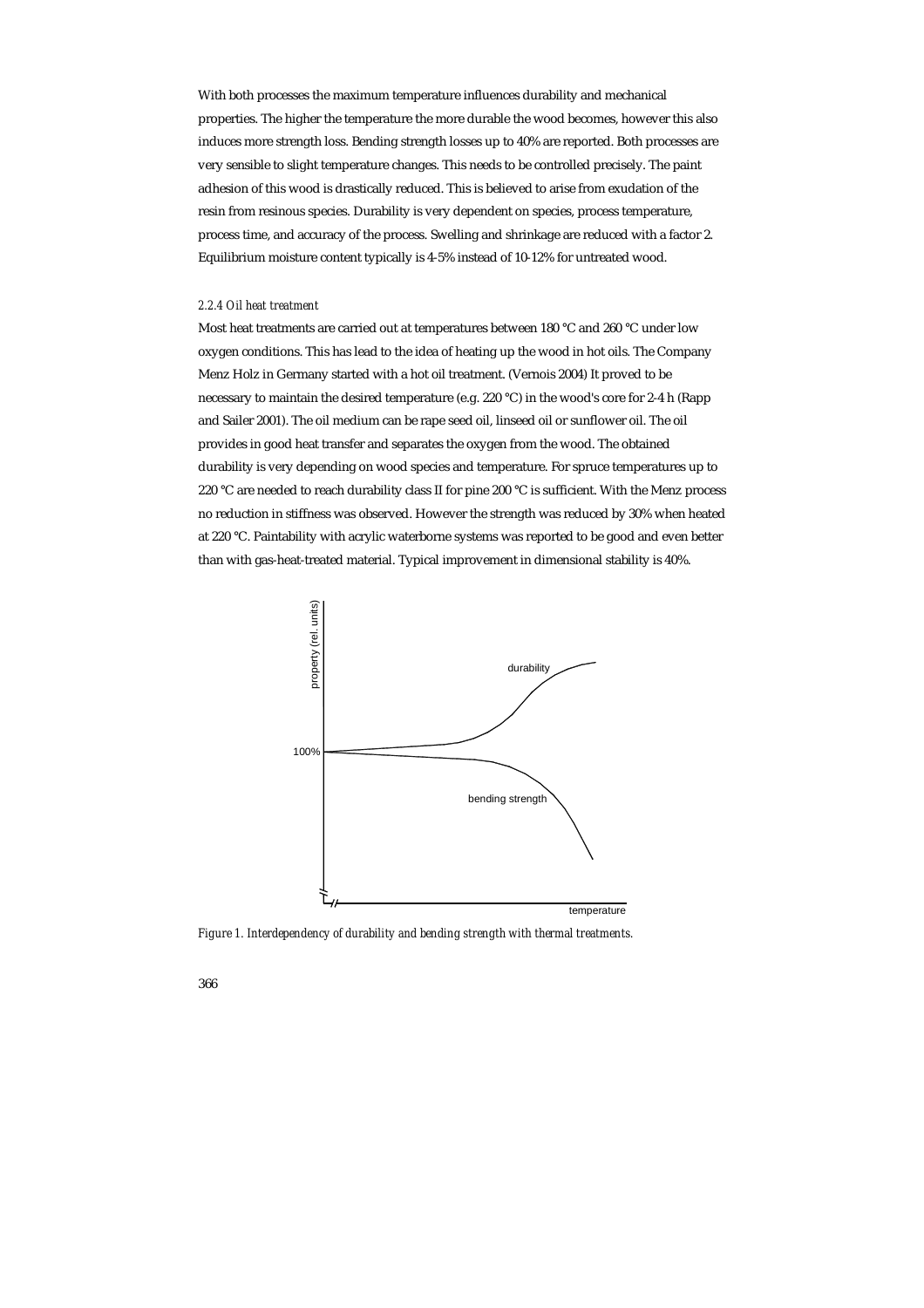With both processes the maximum temperature influences durability and mechanical properties. The higher the temperature the more durable the wood becomes, however this also induces more strength loss. Bending strength losses up to 40% are reported. Both processes are very sensible to slight temperature changes. This needs to be controlled precisely. The paint adhesion of this wood is drastically reduced. This is believed to arise from exudation of the resin from resinous species. Durability is very dependent on species, process temperature, process time, and accuracy of the process. Swelling and shrinkage are reduced with a factor 2. Equilibrium moisture content typically is 4-5% instead of 10-12% for untreated wood.

#### *2.2.4 Oil heat treatment*

Most heat treatments are carried out at temperatures between 180 °C and 260 °C under low oxygen conditions. This has lead to the idea of heating up the wood in hot oils. The Company Menz Holz in Germany started with a hot oil treatment. (Vernois 2004) It proved to be necessary to maintain the desired temperature (e.g. 220 °C) in the wood's core for 2-4 h (Rapp and Sailer 2001). The oil medium can be rape seed oil, linseed oil or sunflower oil. The oil provides in good heat transfer and separates the oxygen from the wood. The obtained durability is very depending on wood species and temperature. For spruce temperatures up to 220 °C are needed to reach durability class II for pine 200 °C is sufficient. With the Menz process no reduction in stiffness was observed. However the strength was reduced by 30% when heated at 220 °C. Paintability with acrylic waterborne systems was reported to be good and even better than with gas-heat-treated material. Typical improvement in dimensional stability is 40%.

*Figure 1. Interdependency of durability and bending strength with thermal treatments.*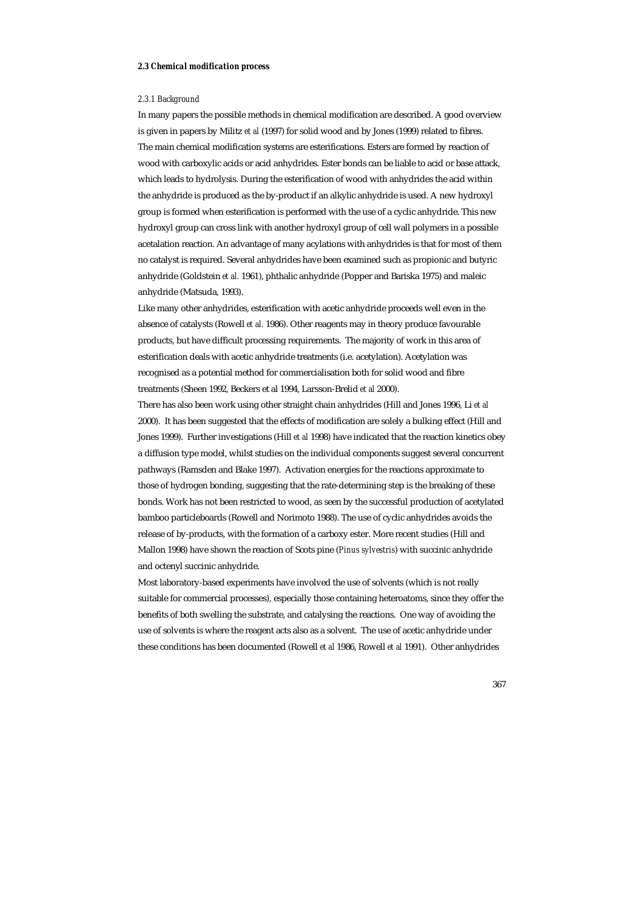### *2.3 Chemical modification process*

#### *2.3.1 Background*

In many papers the possible methods in chemical modification are described. A good overview is given in papers by Militz *et al* (1997) for solid wood and by Jones (1999) related to fibres. The main chemical modification systems are esterifications. Esters are formed by reaction of wood with carboxylic acids or acid anhydrides. Ester bonds can be liable to acid or base attack, which leads to hydrolysis. During the esterification of wood with anhydrides the acid within the anhydride is produced as the by-product if an alkylic anhydride is used. A new hydroxyl group is formed when esterification is performed with the use of a cyclic anhydride. This new hydroxyl group can cross link with another hydroxyl group of cell wall polymers in a possible acetalation reaction. An advantage of many acylations with anhydrides is that for most of them no catalyst is required. Several anhydrides have been examined such as propionic and butyric anhydride (Goldstein *et al.* 1961), phthalic anhydride (Popper and Bariska 1975) and maleic anhydride (Matsuda, 1993).

Like many other anhydrides, esterification with acetic anhydride proceeds well even in the absence of catalysts (Rowell *et al.* 1986). Other reagents may in theory produce favourable products, but have difficult processing requirements. The majority of work in this area of esterification deals with acetic anhydride treatments (i.e. acetylation). Acetylation was recognised as a potential method for commercialisation both for solid wood and fibre treatments (Sheen 1992, Beckers et al 1994, Larsson-Brelid *et al* 2000).

There has also been work using other straight chain anhydrides (Hill and Jones 1996, Li *et al* 2000). It has been suggested that the effects of modification are solely a bulking effect (Hill and Jones 1999). Further investigations (Hill *et al* 1998) have indicated that the reaction kinetics obey a diffusion type model, whilst studies on the individual components suggest several concurrent pathways (Ramsden and Blake 1997). Activation energies for the reactions approximate to those of hydrogen bonding, suggesting that the rate-determining step is the breaking of these bonds. Work has not been restricted to wood, as seen by the successful production of acetylated bamboo particleboards (Rowell and Norimoto 1988). The use of cyclic anhydrides avoids the release of by-products, with the formation of a carboxy ester. More recent studies (Hill and Mallon 1998) have shown the reaction of Scots pine (*Pinus sylvestris*) with succinic anhydride and octenyl succinic anhydride.

Most laboratory-based experiments have involved the use of solvents (which is not really suitable for commercial processes), especially those containing heteroatoms, since they offer the benefits of both swelling the substrate, and catalysing the reactions. One way of avoiding the use of solvents is where the reagent acts also as a solvent. The use of acetic anhydride under these conditions has been documented (Rowell *et al* 1986, Rowell *et al* 1991). Other anhydrides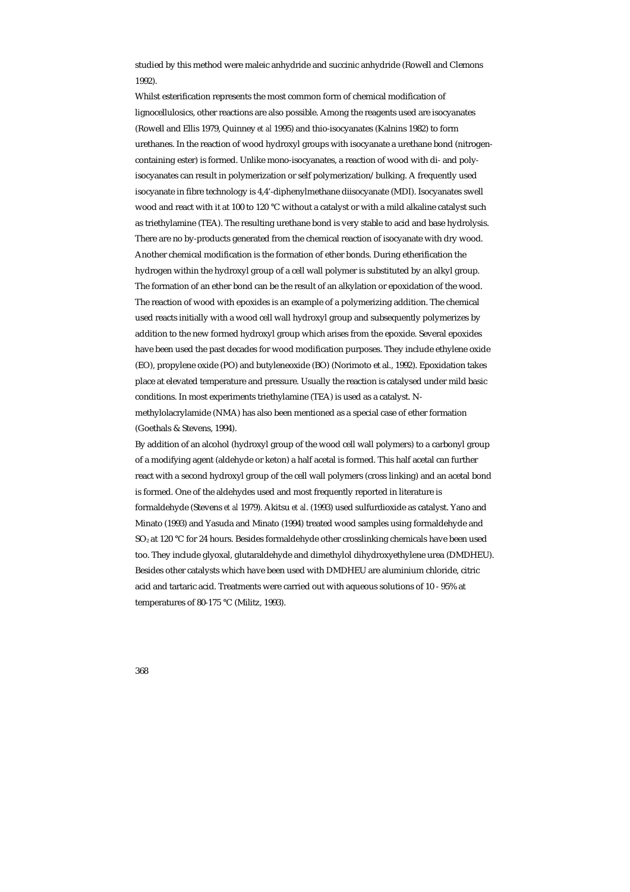studied by this method were maleic anhydride and succinic anhydride (Rowell and Clemons 1992).

Whilst esterification represents the most common form of chemical modification of lignocellulosics, other reactions are also possible. Among the reagents used are isocyanates (Rowell and Ellis 1979, Quinney *et al* 1995) and thio-isocyanates (Kalnins 1982) to form urethanes. In the reaction of wood hydroxyl groups with isocyanate a urethane bond (nitrogen-containing ester) is formed. Unlike mono-isocyanates, a reaction of wood with di- and poly-isocyanates can result in polymerization or self polymerization/bulking. A frequently used isocyanate in fibre technology is 4,4'-diphenylmethane diisocyanate (MDI). Isocyanates swell wood and react with it at 100 to 120 °C without a catalyst or with a mild alkaline catalyst such as triethylamine (TEA). The resulting urethane bond is very stable to acid and base hydrolysis. There are no by-products generated from the chemical reaction of isocyanate with dry wood.

Another chemical modification is the formation of ether bonds. During etherification the hydrogen within the hydroxyl group of a cell wall polymer is substituted by an alkyl group. The formation of an ether bond can be the result of an alkylation or epoxidation of the wood. The reaction of wood with epoxides is an example of a polymerizing addition. The chemical used reacts initially with a wood cell wall hydroxyl group and subsequently polymerizes by addition to the new formed hydroxyl group which arises from the epoxide. Several epoxides have been used the past decades for wood modification purposes. They include ethylene oxide (EO), propylene oxide (PO) and butyleneoxide (BO) (Norimoto et al., 1992). Epoxidation takes place at elevated temperature and pressure. Usually the reaction is catalysed under mild basic conditions. In most experiments triethylamine (TEA) is used as a catalyst. N-methylolacrylamide (NMA) has also been mentioned as a special case of ether formation (Goethals & Stevens, 1994).

By addition of an alcohol (hydroxyl group of the wood cell wall polymers) to a carbonyl group of a modifying agent (aldehyde or keton) a half acetal is formed. This half acetal can further react with a second hydroxyl group of the cell wall polymers (cross linking) and an acetal bond is formed. One of the aldehydes used and most frequently reported in literature is formaldehyde (Stevens *et al* 1979). Akitsu *et al*. (1993) used sulfurdioxide as catalyst. Yano and Minato (1993) and Yasuda and Minato (1994) treated wood samples using formaldehyde and $SO_2$ at 120 °C for 24 hours. Besides formaldehyde other crosslinking chemicals have been used too. They include glyoxal, glutaraldehyde and dimethylol dihydroxyethylene urea (DMDHEU). Besides other catalysts which have been used with DMDHEU are aluminium chloride, citric acid and tartaric acid. Treatments were carried out with aqueous solutions of 10 - 95% at temperatures of 80-175 °C (Militz, 1993).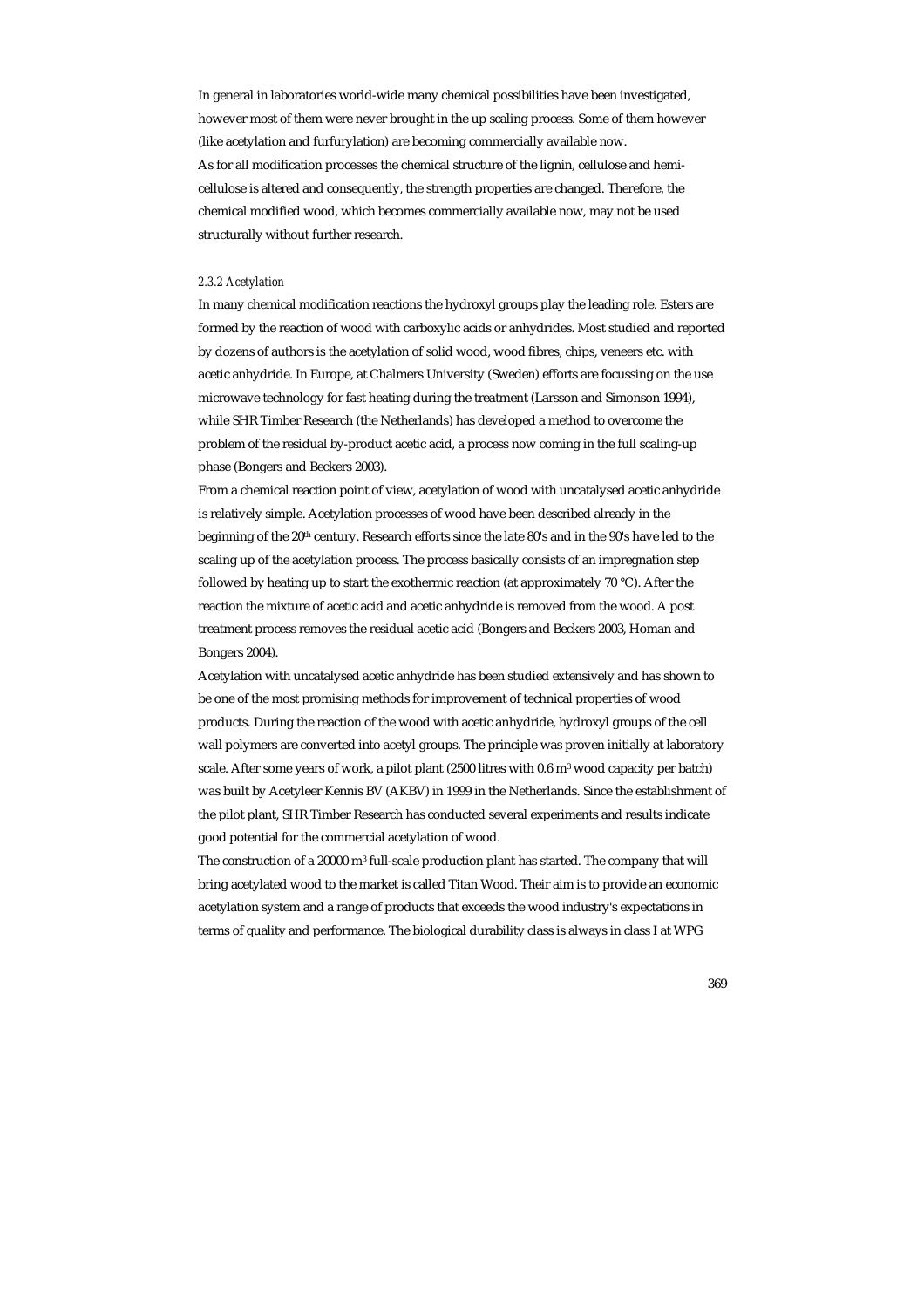In general in laboratories world-wide many chemical possibilities have been investigated, however most of them were never brought in the up scaling process. Some of them however (like acetylation and furfurylation) are becoming commercially available now.
As for all modification processes the chemical structure of the lignin, cellulose and hemi-cellulose is altered and consequently, the strength properties are changed. Therefore, the chemical modified wood, which becomes commercially available now, may not be used structurally without further research.

### *2.3.2 Acetylation*

In many chemical modification reactions the hydroxyl groups play the leading role. Esters are formed by the reaction of wood with carboxylic acids or anhydrides. Most studied and reported by dozens of authors is the acetylation of solid wood, wood fibres, chips, veneers etc. with acetic anhydride. In Europe, at Chalmers University (Sweden) efforts are focussing on the use microwave technology for fast heating during the treatment (Larsson and Simonson 1994), while SHR Timber Research (the Netherlands) has developed a method to overcome the problem of the residual by-product acetic acid, a process now coming in the full scaling-up phase (Bongers and Beckers 2003).
From a chemical reaction point of view, acetylation of wood with uncatalysed acetic anhydride is relatively simple. Acetylation processes of wood have been described already in the beginning of the 20th century. Research efforts since the late 80's and in the 90's have led to the scaling up of the acetylation process. The process basically consists of an impregnation step followed by heating up to start the exothermic reaction (at approximately 70 °C). After the reaction the mixture of acetic acid and acetic anhydride is removed from the wood. A post treatment process removes the residual acetic acid (Bongers and Beckers 2003, Homan and Bongers 2004).
Acetylation with uncatalysed acetic anhydride has been studied extensively and has shown to be one of the most promising methods for improvement of technical properties of wood products. During the reaction of the wood with acetic anhydride, hydroxyl groups of the cell wall polymers are converted into acetyl groups. The principle was proven initially at laboratory scale. After some years of work, a pilot plant (2500 litres with 0.6 $m^3$ wood capacity per batch) was built by Acetyleer Kennis BV (AKBV) in 1999 in the Netherlands. Since the establishment of the pilot plant, SHR Timber Research has conducted several experiments and results indicate good potential for the commercial acetylation of wood.
The construction of a 20000 $m^3$ full-scale production plant has started. The company that will bring acetylated wood to the market is called Titan Wood. Their aim is to provide an economic acetylation system and a range of products that exceeds the wood industry's expectations in terms of quality and performance. The biological durability class is always in class I at WPG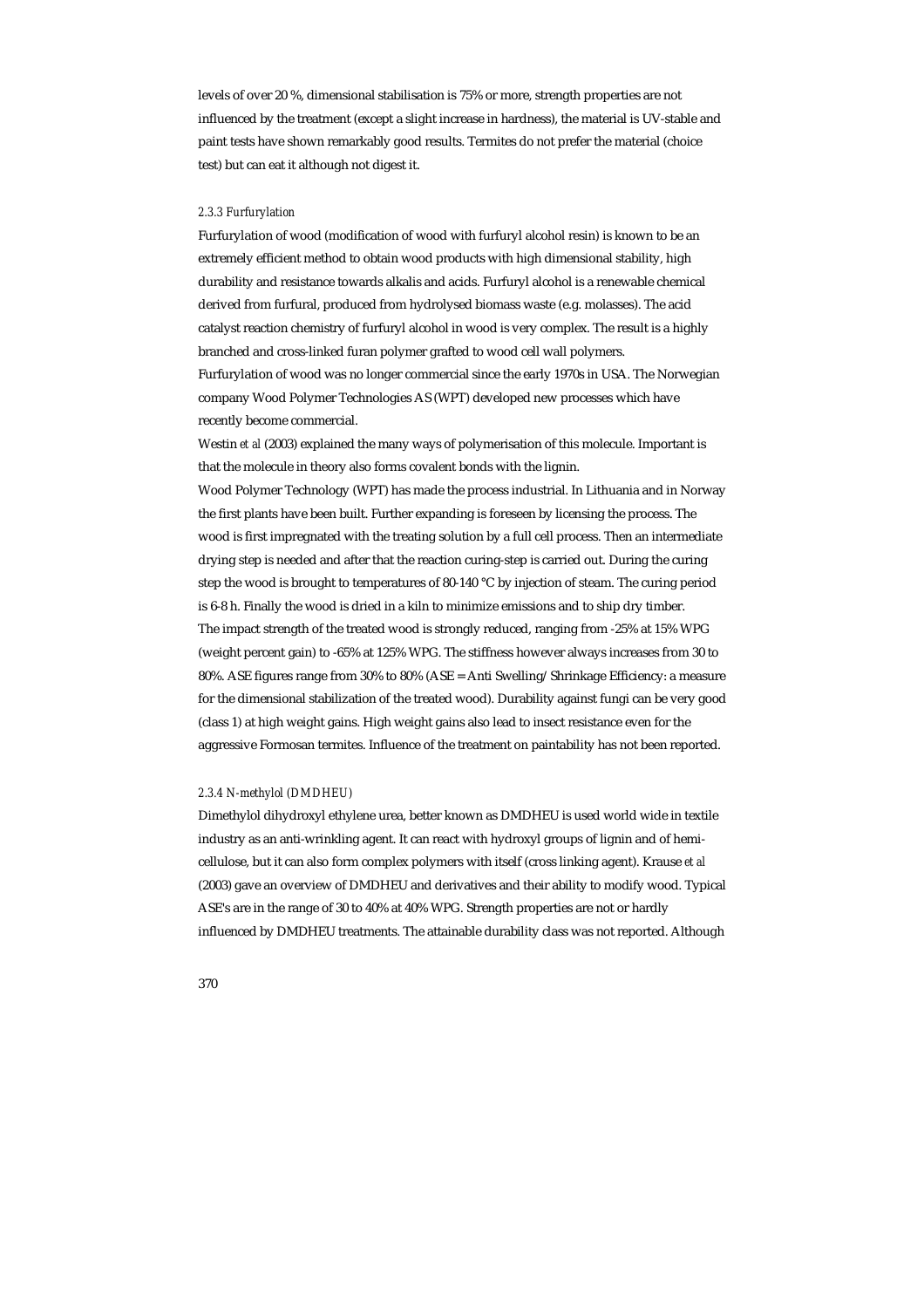levels of over 20 %, dimensional stabilisation is 75% or more, strength properties are not influenced by the treatment (except a slight increase in hardness), the material is UV-stable and paint tests have shown remarkably good results. Termites do not prefer the material (choice test) but can eat it although not digest it.

#### *2.3.3 Furfurylation*

Furfurylation of wood (modification of wood with furfuryl alcohol resin) is known to be an extremely efficient method to obtain wood products with high dimensional stability, high durability and resistance towards alkalis and acids. Furfuryl alcohol is a renewable chemical derived from furfural, produced from hydrolysed biomass waste (e.g. molasses). The acid catalyst reaction chemistry of furfuryl alcohol in wood is very complex. The result is a highly branched and cross-linked furan polymer grafted to wood cell wall polymers.

Furfurylation of wood was no longer commercial since the early 1970s in USA. The Norwegian company Wood Polymer Technologies AS (WPT) developed new processes which have recently become commercial.

Westin *et al* (2003) explained the many ways of polymerisation of this molecule. Important is that the molecule in theory also forms covalent bonds with the lignin.

Wood Polymer Technology (WPT) has made the process industrial. In Lithuania and in Norway the first plants have been built. Further expanding is foreseen by licensing the process. The wood is first impregnated with the treating solution by a full cell process. Then an intermediate drying step is needed and after that the reaction curing-step is carried out. During the curing step the wood is brought to temperatures of 80-140 °C by injection of steam. The curing period is 6-8 h. Finally the wood is dried in a kiln to minimize emissions and to ship dry timber.

The impact strength of the treated wood is strongly reduced, ranging from -25% at 15% WPG (weight percent gain) to -65% at 125% WPG. The stiffness however always increases from 30 to 80%. ASE figures range from 30% to 80% (ASE = Anti Swelling/Shrinkage Efficiency: a measure for the dimensional stabilization of the treated wood). Durability against fungi can be very good (class 1) at high weight gains. High weight gains also lead to insect resistance even for the aggressive Formosan termites. Influence of the treatment on paintability has not been reported.

#### *2.3.4 N-methylol (DMDHEU)*

Dimethylol dihydroxyl ethylene urea, better known as DMDHEU is used world wide in textile industry as an anti-wrinkling agent. It can react with hydroxyl groups of lignin and of hemi-cellulose, but it can also form complex polymers with itself (cross linking agent). Krause *et al* (2003) gave an overview of DMDHEU and derivatives and their ability to modify wood. Typical ASE's are in the range of 30 to 40% at 40% WPG. Strength properties are not or hardly influenced by DMDHEU treatments. The attainable durability class was not reported. Although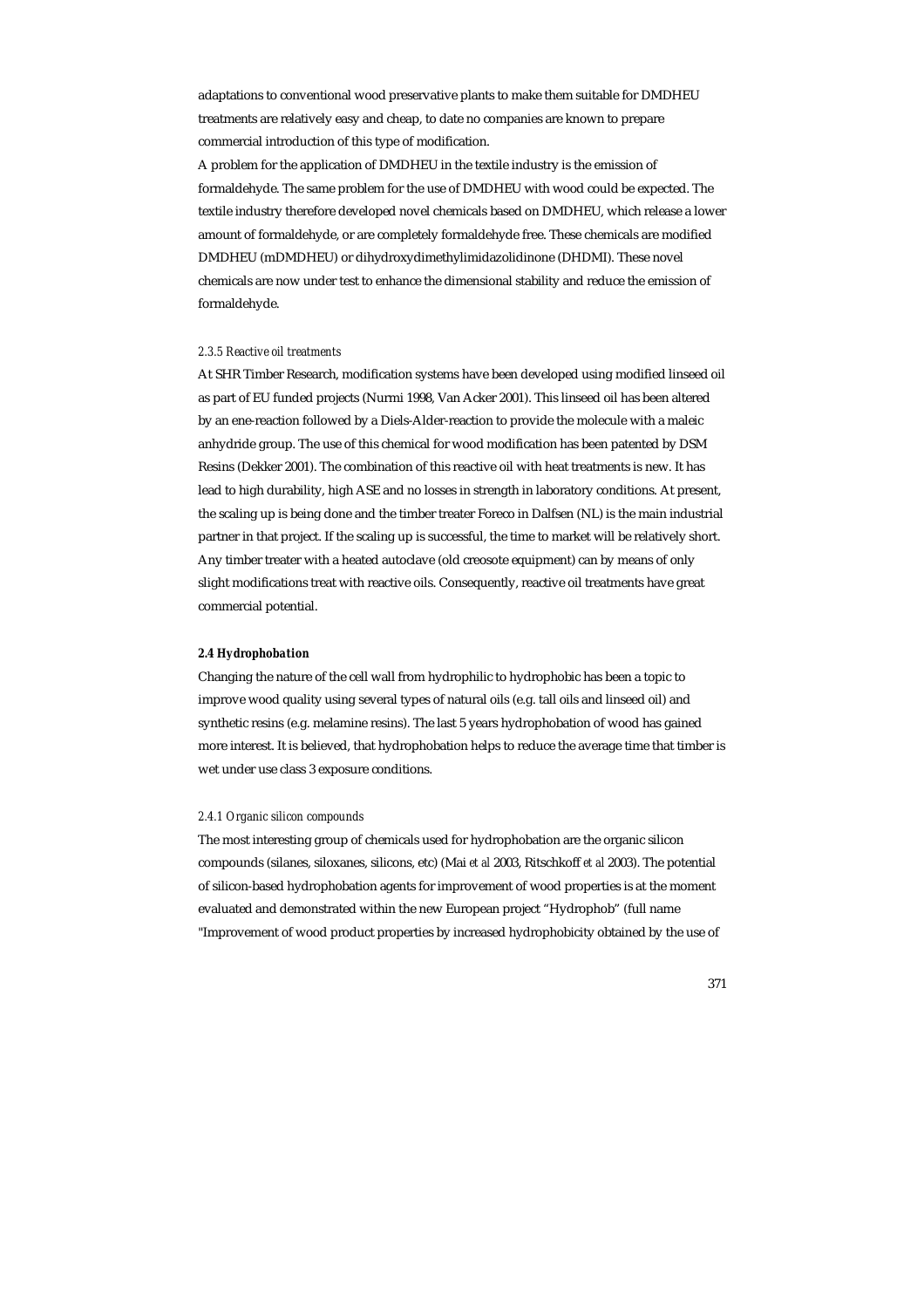adaptations to conventional wood preservative plants to make them suitable for DMDHEU treatments are relatively easy and cheap, to date no companies are known to prepare commercial introduction of this type of modification.

A problem for the application of DMDHEU in the textile industry is the emission of formaldehyde. The same problem for the use of DMDHEU with wood could be expected. The textile industry therefore developed novel chemicals based on DMDHEU, which release a lower amount of formaldehyde, or are completely formaldehyde free. These chemicals are modified DMDHEU (mDMDHEU) or dihydroxydimethylimidazolidinone (DHDMI). These novel chemicals are now under test to enhance the dimensional stability and reduce the emission of formaldehyde.

#### *2.3.5 Reactive oil treatments*

At SHR Timber Research, modification systems have been developed using modified linseed oil as part of EU funded projects (Nurmi 1998, Van Acker 2001). This linseed oil has been altered by an ene-reaction followed by a Diels-Alder-reaction to provide the molecule with a maleic anhydride group. The use of this chemical for wood modification has been patented by DSM Resins (Dekker 2001). The combination of this reactive oil with heat treatments is new. It has lead to high durability, high ASE and no losses in strength in laboratory conditions. At present, the scaling up is being done and the timber treater Foreco in Dalfsen (NL) is the main industrial partner in that project. If the scaling up is successful, the time to market will be relatively short. Any timber treater with a heated autoclave (old creosote equipment) can by means of only slight modifications treat with reactive oils. Consequently, reactive oil treatments have great commercial potential.

### *2.4 Hydrophobation*

Changing the nature of the cell wall from hydrophilic to hydrophobic has been a topic to improve wood quality using several types of natural oils (e.g. tall oils and linseed oil) and synthetic resins (e.g. melamine resins). The last 5 years hydrophobation of wood has gained more interest. It is believed, that hydrophobation helps to reduce the average time that timber is wet under use class 3 exposure conditions.

#### *2.4.1 Organic silicon compounds*

The most interesting group of chemicals used for hydrophobation are the organic silicon compounds (silanes, siloxanes, silicons, etc) (Mai *et al* 2003, Ritschkoff *et al* 2003). The potential of silicon-based hydrophobation agents for improvement of wood properties is at the moment evaluated and demonstrated within the new European project "Hydrophob" (full name "Improvement of wood product properties by increased hydrophobicity obtained by the use of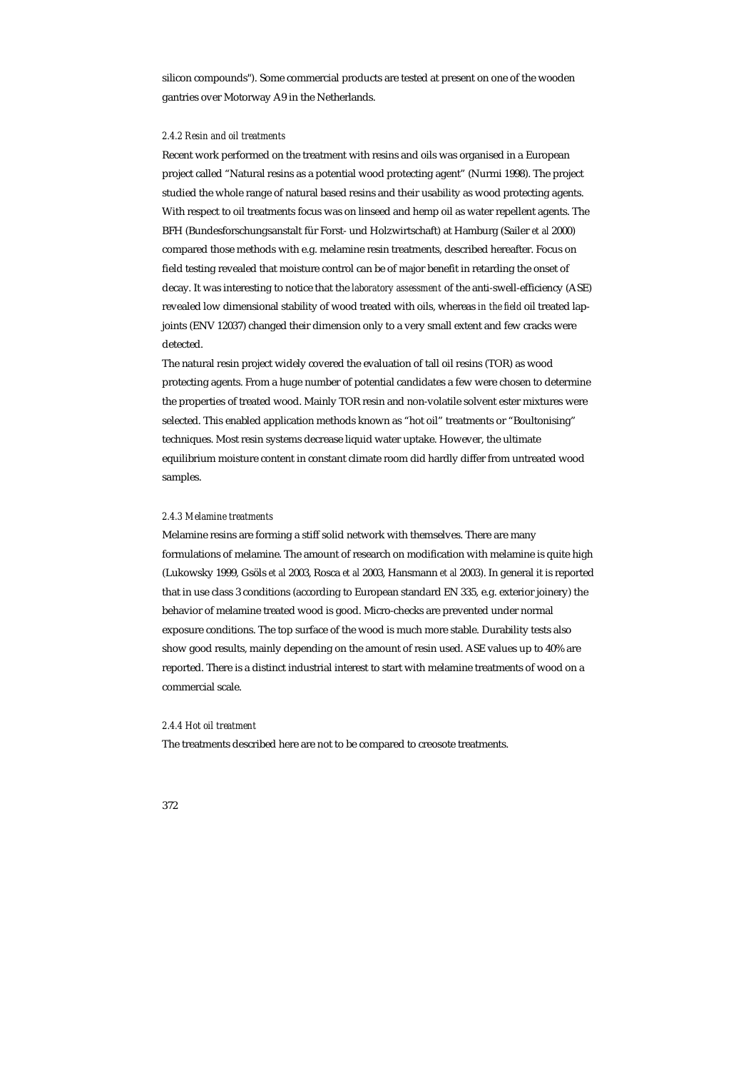silicon compounds"). Some commercial products are tested at present on one of the wooden gantries over Motorway A9 in the Netherlands.

#### *2.4.2 Resin and oil treatments*

Recent work performed on the treatment with resins and oils was organised in a European project called "Natural resins as a potential wood protecting agent" (Nurmi 1998). The project studied the whole range of natural based resins and their usability as wood protecting agents. With respect to oil treatments focus was on linseed and hemp oil as water repellent agents. The BFH (Bundesforschungsanstalt für Forst- und Holzwirtschaft) at Hamburg (Sailer *et al* 2000) compared those methods with e.g. melamine resin treatments, described hereafter. Focus on field testing revealed that moisture control can be of major benefit in retarding the onset of decay. It was interesting to notice that the *laboratory assessment* of the anti-swell-efficiency (ASE) revealed low dimensional stability of wood treated with oils, whereas *in the field* oil treated lap-joints (ENV 12037) changed their dimension only to a very small extent and few cracks were detected.

The natural resin project widely covered the evaluation of tall oil resins (TOR) as wood protecting agents. From a huge number of potential candidates a few were chosen to determine the properties of treated wood. Mainly TOR resin and non-volatile solvent ester mixtures were selected. This enabled application methods known as "hot oil" treatments or "Boultonising" techniques. Most resin systems decrease liquid water uptake. However, the ultimate equilibrium moisture content in constant climate room did hardly differ from untreated wood samples.

#### *2.4.3 Melamine treatments*

Melamine resins are forming a stiff solid network with themselves. There are many formulations of melamine. The amount of research on modification with melamine is quite high (Lukowsky 1999, Gsöls *et al* 2003, Rosca *et al* 2003, Hansmann *et al* 2003). In general it is reported that in use class 3 conditions (according to European standard EN 335, e.g. exterior joinery) the behavior of melamine treated wood is good. Micro-checks are prevented under normal exposure conditions. The top surface of the wood is much more stable. Durability tests also show good results, mainly depending on the amount of resin used. ASE values up to 40% are reported. There is a distinct industrial interest to start with melamine treatments of wood on a commercial scale.

#### *2.4.4 Hot oil treatment*

The treatments described here are not to be compared to creosote treatments.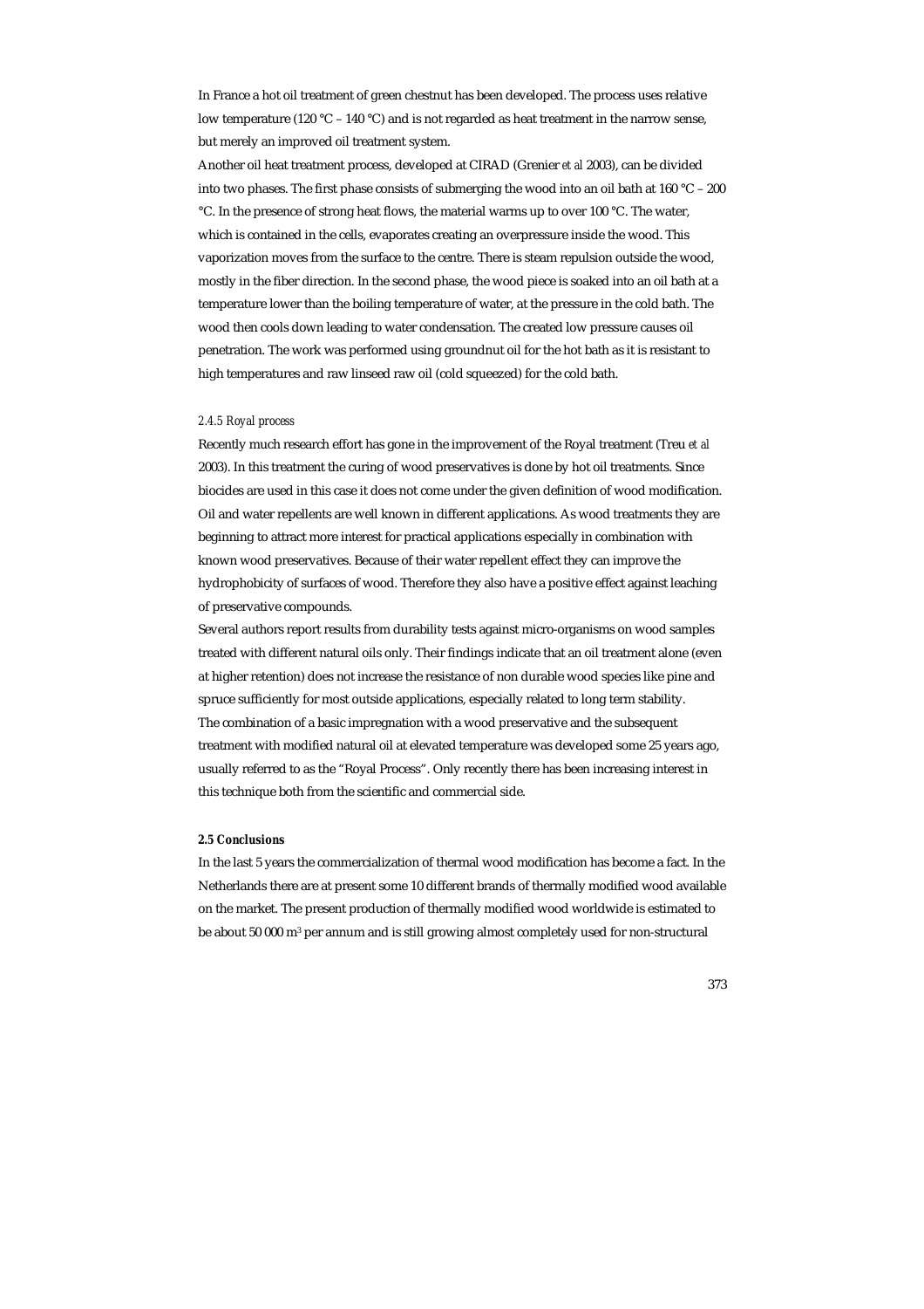In France a hot oil treatment of green chestnut has been developed. The process uses relative low temperature (120 °C – 140 °C) and is not regarded as heat treatment in the narrow sense, but merely an improved oil treatment system.

Another oil heat treatment process, developed at CIRAD (Grenier *et al* 2003), can be divided into two phases. The first phase consists of submerging the wood into an oil bath at 160 °C – 200 °C. In the presence of strong heat flows, the material warms up to over 100 °C. The water, which is contained in the cells, evaporates creating an overpressure inside the wood. This vaporization moves from the surface to the centre. There is steam repulsion outside the wood, mostly in the fiber direction. In the second phase, the wood piece is soaked into an oil bath at a temperature lower than the boiling temperature of water, at the pressure in the cold bath. The wood then cools down leading to water condensation. The created low pressure causes oil penetration. The work was performed using groundnut oil for the hot bath as it is resistant to high temperatures and raw linseed raw oil (cold squeezed) for the cold bath.

#### *2.4.5 Royal process*

Recently much research effort has gone in the improvement of the Royal treatment (Treu *et al* 2003). In this treatment the curing of wood preservatives is done by hot oil treatments. Since biocides are used in this case it does not come under the given definition of wood modification. Oil and water repellents are well known in different applications. As wood treatments they are beginning to attract more interest for practical applications especially in combination with known wood preservatives. Because of their water repellent effect they can improve the hydrophobicity of surfaces of wood. Therefore they also have a positive effect against leaching of preservative compounds.

Several authors report results from durability tests against micro-organisms on wood samples treated with different natural oils only. Their findings indicate that an oil treatment alone (even at higher retention) does not increase the resistance of non durable wood species like pine and spruce sufficiently for most outside applications, especially related to long term stability.

The combination of a basic impregnation with a wood preservative and the subsequent treatment with modified natural oil at elevated temperature was developed some 25 years ago, usually referred to as the "Royal Process". Only recently there has been increasing interest in this technique both from the scientific and commercial side.

### 2.5 Conclusions

In the last 5 years the commercialization of thermal wood modification has become a fact. In the Netherlands there are at present some 10 different brands of thermally modified wood available on the market. The present production of thermally modified wood worldwide is estimated to be about 50 000 $m^3$ per annum and is still growing almost completely used for non-structural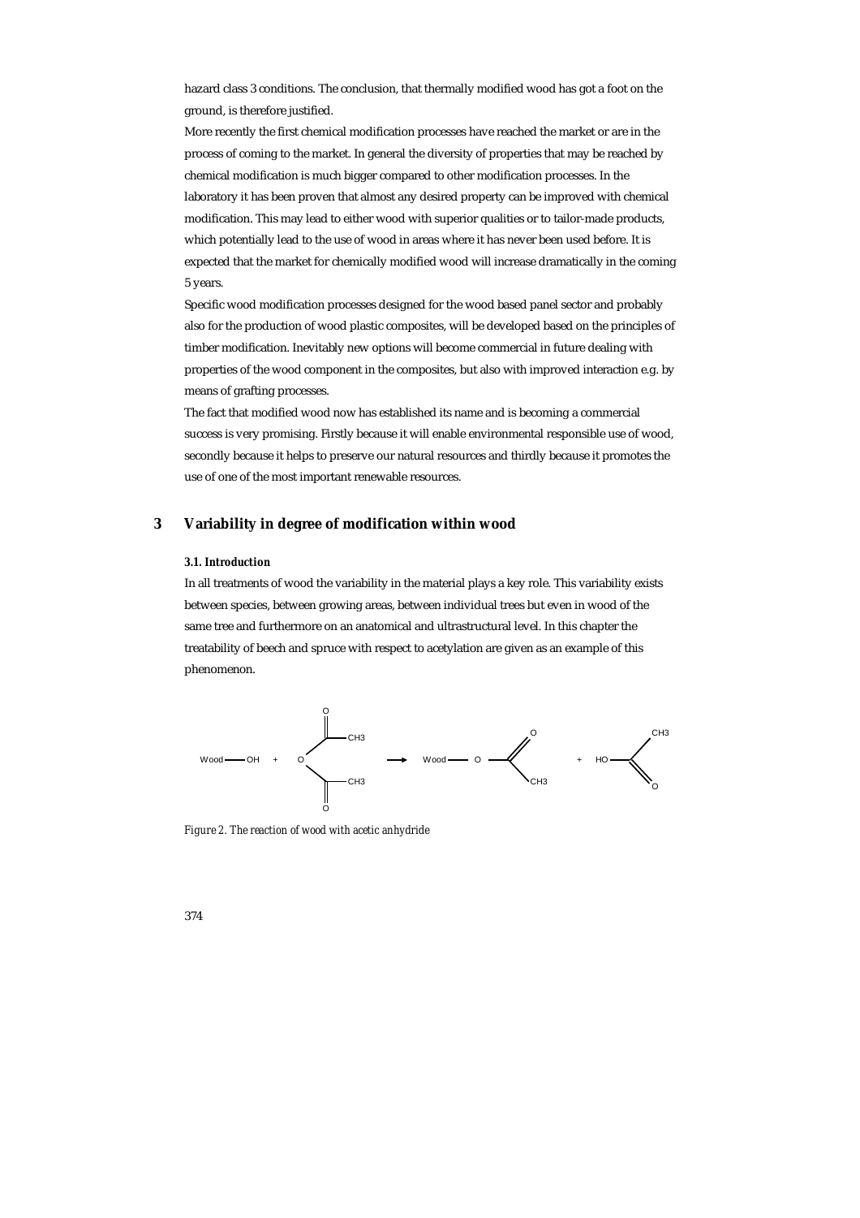hazard class 3 conditions. The conclusion, that thermally modified wood has got a foot on the ground, is therefore justified.

More recently the first chemical modification processes have reached the market or are in the process of coming to the market. In general the diversity of properties that may be reached by chemical modification is much bigger compared to other modification processes. In the laboratory it has been proven that almost any desired property can be improved with chemical modification. This may lead to either wood with superior qualities or to tailor-made products, which potentially lead to the use of wood in areas where it has never been used before. It is expected that the market for chemically modified wood will increase dramatically in the coming 5 years.

Specific wood modification processes designed for the wood based panel sector and probably also for the production of wood plastic composites, will be developed based on the principles of timber modification. Inevitably new options will become commercial in future dealing with properties of the wood component in the composites, but also with improved interaction e.g. by means of grafting processes.

The fact that modified wood now has established its name and is becoming a commercial success is very promising. Firstly because it will enable environmental responsible use of wood, secondly because it helps to preserve our natural resources and thirdly because it promotes the use of one of the most important renewable resources.

## 3 Variability in degree of modification within wood

### 3.1. Introduction

In all treatments of wood the variability in the material plays a key role. This variability exists between species, between growing areas, between individual trees but even in wood of the same tree and furthermore on an anatomical and ultrastructural level. In this chapter the treatability of beech and spruce with respect to acetylation are given as an example of this phenomenon.

$$\text{Wood}-OH + O(C(=O)CH_3)_2 \longrightarrow \text{Wood}-O-C(=O)CH_3 + HO-C(=O)CH_3$$

*Figure 2. The reaction of wood with acetic anhydride*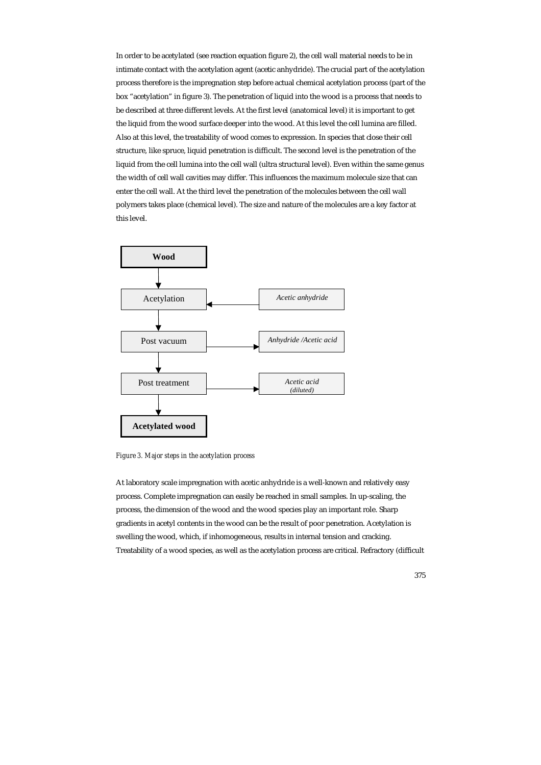In order to be acetylated (see reaction equation figure 2), the cell wall material needs to be in intimate contact with the acetylation agent (acetic anhydride). The crucial part of the acetylation process therefore is the impregnation step before actual chemical acetylation process (part of the box "acetylation" in figure 3). The penetration of liquid into the wood is a process that needs to be described at three different levels. At the first level (anatomical level) it is important to get the liquid from the wood surface deeper into the wood. At this level the cell lumina are filled. Also at this level, the treatability of wood comes to expression. In species that close their cell structure, like spruce, liquid penetration is difficult. The second level is the penetration of the liquid from the cell lumina into the cell wall (ultra structural level). Even within the same genus the width of cell wall cavities may differ. This influences the maximum molecule size that can enter the cell wall. At the third level the penetration of the molecules between the cell wall polymers takes place (chemical level). The size and nature of the molecules are a key factor at this level.

```
Wood
  ↓
Acetylation        ← Acetic anhydride
  ↓
Post vacuum        → Anhydride /Acetic acid
  ↓
Post treatment     → Acetic acid (diluted)
  ↓
Acetylated wood
```

*Figure 3. Major steps in the acetylation process*

At laboratory scale impregnation with acetic anhydride is a well-known and relatively easy process. Complete impregnation can easily be reached in small samples. In up-scaling, the process, the dimension of the wood and the wood species play an important role. Sharp gradients in acetyl contents in the wood can be the result of poor penetration. Acetylation is swelling the wood, which, if inhomogeneous, results in internal tension and cracking. Treatability of a wood species, as well as the acetylation process are critical. Refractory (difficult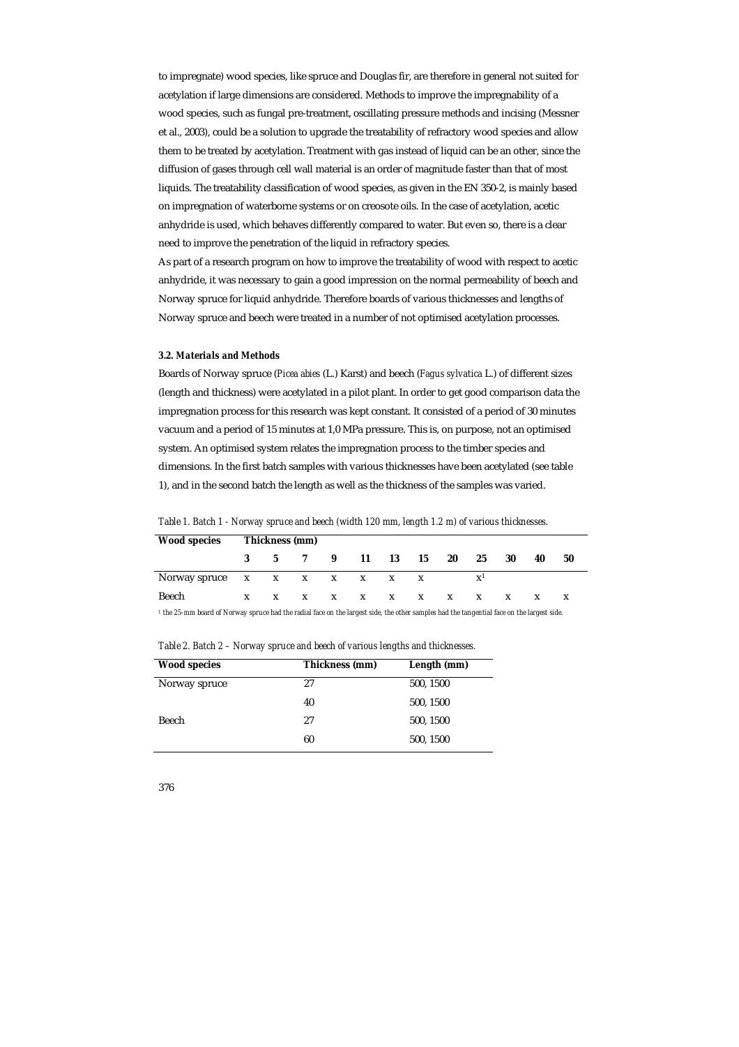to impregnate) wood species, like spruce and Douglas fir, are therefore in general not suited for acetylation if large dimensions are considered. Methods to improve the impregnability of a wood species, such as fungal pre-treatment, oscillating pressure methods and incising (Messner et al., 2003), could be a solution to upgrade the treatability of refractory wood species and allow them to be treated by acetylation. Treatment with gas instead of liquid can be an other, since the diffusion of gases through cell wall material is an order of magnitude faster than that of most liquids. The treatability classification of wood species, as given in the EN 350-2, is mainly based on impregnation of waterborne systems or on creosote oils. In the case of acetylation, acetic anhydride is used, which behaves differently compared to water. But even so, there is a clear need to improve the penetration of the liquid in refractory species.

As part of a research program on how to improve the treatability of wood with respect to acetic anhydride, it was necessary to gain a good impression on the normal permeability of beech and Norway spruce for liquid anhydride. Therefore boards of various thicknesses and lengths of Norway spruce and beech were treated in a number of not optimised acetylation processes.

### *3.2. Materials and Methods*

Boards of Norway spruce (*Picea abies* (L.) Karst) and beech (*Fagus sylvatica* L.) of different sizes (length and thickness) were acetylated in a pilot plant. In order to get good comparison data the impregnation process for this research was kept constant. It consisted of a period of 30 minutes vacuum and a period of 15 minutes at 1,0 MPa pressure. This is, on purpose, not an optimised system. An optimised system relates the impregnation process to the timber species and dimensions. In the first batch samples with various thicknesses have been acetylated (see table 1), and in the second batch the length as well as the thickness of the samples was varied.

*Table 1. Batch 1 - Norway spruce and beech (width 120 mm, length 1.2 m) of various thicknesses.*

| **Wood species** | **Thickness (mm)** | | | | | | | | | | | |
|---|---|---|---|---|---|---|---|---|---|---|---|---|
| | **3** | **5** | **7** | **9** | **11** | **13** | **15** | **20** | **25** | **30** | **40** | **50** |
| Norway spruce | x | x | x | x | x | x | x | | x[1] | | | |
| Beech | x | x | x | x | x | x | x | x | x | x | x | x |

[1] the 25-mm board of Norway spruce had the radial face on the largest side, the other samples had the tangential face on the largest side.

*Table 2. Batch 2 – Norway spruce and beech of various lengths and thicknesses.*

| **Wood species** | **Thickness (mm)** | **Length (mm)** |
|---|---|---|
| Norway spruce | 27 | 500, 1500 |
| | 40 | 500, 1500 |
| Beech | 27 | 500, 1500 |
| | 60 | 500, 1500 |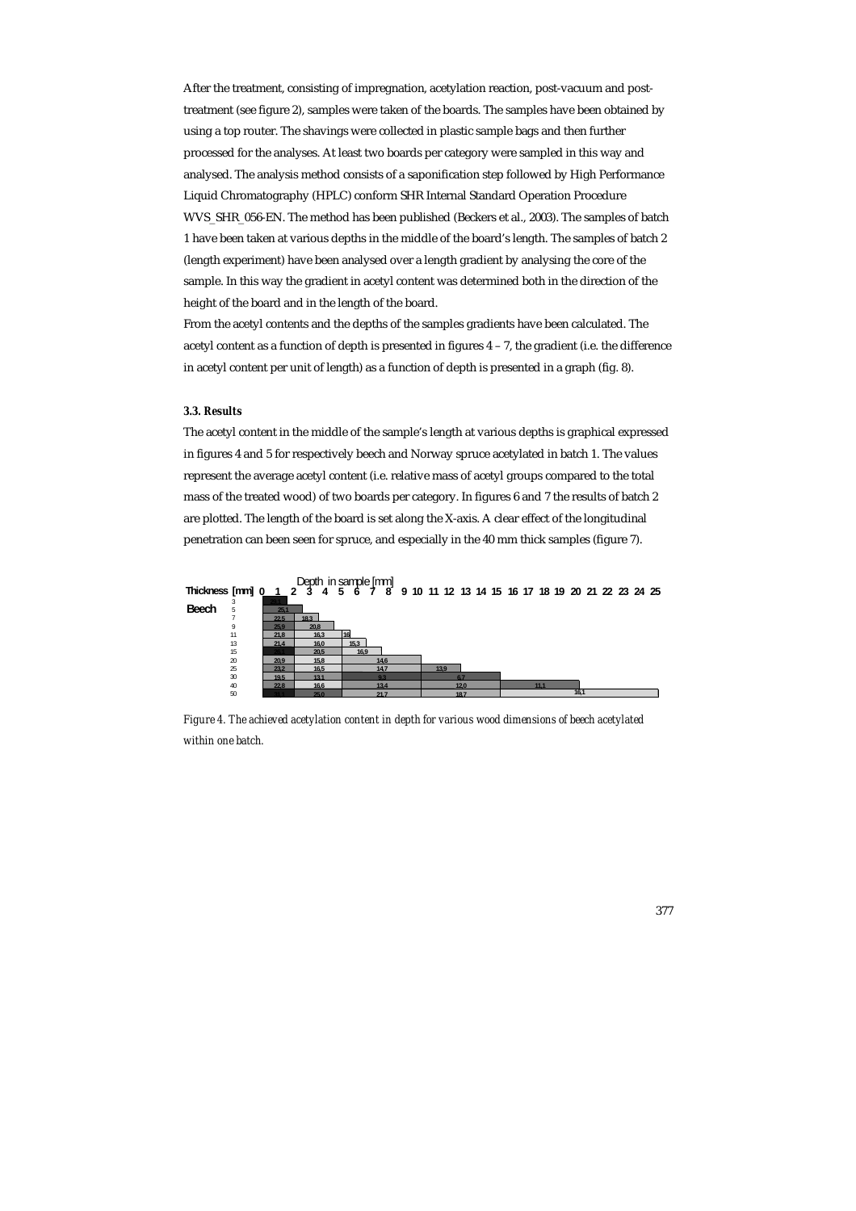After the treatment, consisting of impregnation, acetylation reaction, post-vacuum and post-treatment (see figure 2), samples were taken of the boards. The samples have been obtained by using a top router. The shavings were collected in plastic sample bags and then further processed for the analyses. At least two boards per category were sampled in this way and analysed. The analysis method consists of a saponification step followed by High Performance Liquid Chromatography (HPLC) conform SHR Internal Standard Operation Procedure WVS_SHR_056-EN. The method has been published (Beckers et al., 2003). The samples of batch 1 have been taken at various depths in the middle of the board's length. The samples of batch 2 (length experiment) have been analysed over a length gradient by analysing the core of the sample. In this way the gradient in acetyl content was determined both in the direction of the height of the board and in the length of the board.

From the acetyl contents and the depths of the samples gradients have been calculated. The acetyl content as a function of depth is presented in figures 4 – 7, the gradient (i.e. the difference in acetyl content per unit of length) as a function of depth is presented in a graph (fig. 8).

### 3.3. Results

The acetyl content in the middle of the sample's length at various depths is graphical expressed in figures 4 and 5 for respectively beech and Norway spruce acetylated in batch 1. The values represent the average acetyl content (i.e. relative mass of acetyl groups compared to the total mass of the treated wood) of two boards per category. In figures 6 and 7 the results of batch 2 are plotted. The length of the board is set along the X-axis. A clear effect of the longitudinal penetration can been seen for spruce, and especially in the 40 mm thick samples (figure 7).

**Beech** — Depth in sample [mm]

| Thickness [mm] | Layer 1 | Layer 2 | Layer 3 | Layer 4 | Layer 5 | Layer 6 |
|---|---|---|---|---|---|---|
| 3 | | | | | | |
| 5 | 25,1 | | | | | |
| 7 | 22,5 | 18,3 | | | | |
| 9 | 25,9 | 20,8 | | | | |
| 11 | 21,8 | 16,3 | 16 | | | |
| 13 | 21,4 | 16,0 | 15,3 | | | |
| 15 | | 20,5 | 16,9 | | | |
| 20 | 20,9 | 15,8 | 14,6 | | | |
| 25 | 23,2 | 16,5 | 14,7 | 13,9 | | |
| 30 | 19,5 | 13,1 | 9,3 | 6,7 | | |
| 40 | 22,8 | 16,6 | 13,4 | 12,0 | 11,1 | |
| 50 | | 25,0 | 21,7 | 18,7 | 16,1 | |

*Figure 4. The achieved acetylation content in depth for various wood dimensions of beech acetylated within one batch.*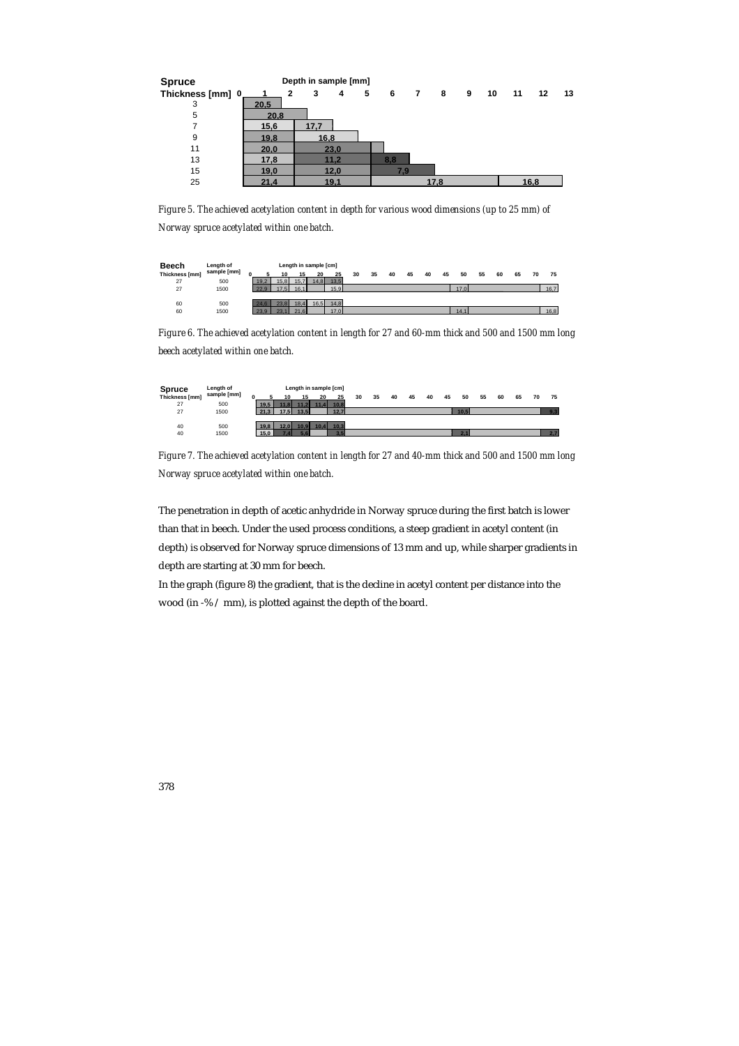| Spruce Thickness [mm] | Depth in sample [mm] | | | | | | | |
|---|---|---|---|---|---|---|---|---|
| 3 | 20,5 | | | | | | | |
| 5 | 20,8 | | | | | | | |
| 7 | 15,6 | 17,7 | | | | | | |
| 9 | 19,8 | 16,8 | | | | | | |
| 11 | 20,0 | 23,0 | | | | | | |
| 13 | 17,8 | 11,2 | | 8,8 | | | | |
| 15 | 19,0 | 12,0 | | 7,9 | | | | |
| 25 | 21,4 | 19,1 | | | 17,8 | | 16,8 | |

*Figure 5. The achieved acetylation content in depth for various wood dimensions (up to 25 mm) of Norway spruce acetylated within one batch.*

| Beech Thickness [mm] | Length of sample [mm] | 5 | 10 | 15 | 20 | 25 | 50 | 75 |
|---|---|---|---|---|---|---|---|---|
| 27 | 500 | 19,2 | 15,8 | 15,7 | 14,8 | 13,5 | | |
| 27 | 1500 | 22,9 | 17,5 | 16,1 | | 15,9 | 17,0 | 16,7 |
| 60 | 500 | 24,6 | 23,8 | 18,4 | 16,5 | 14,8 | | |
| 60 | 1500 | 23,9 | 23,1 | 21,6 | | 17,0 | 14,1 | 16,8 |

*Figure 6. The achieved acetylation content in length for 27 and 60-mm thick and 500 and 1500 mm long beech acetylated within one batch.*

| Spruce Thickness [mm] | Length of sample [mm] | 5 | 10 | 15 | 20 | 25 | 50 | 75 |
|---|---|---|---|---|---|---|---|---|
| 27 | 500 | 19,5 | 11,8 | 11,2 | 11,4 | 10,8 | | |
| 27 | 1500 | 21,3 | 17,5 | 13,5 | | 12,7 | 10,5 | 9,3 |
| 40 | 500 | 19,8 | 12,0 | 10,9 | 10,4 | 10,3 | | |
| 40 | 1500 | 15,0 | 7,4 | 5,6 | | 3,5 | 2,1 | 2,7 |

*Figure 7. The achieved acetylation content in length for 27 and 40-mm thick and 500 and 1500 mm long Norway spruce acetylated within one batch.*

The penetration in depth of acetic anhydride in Norway spruce during the first batch is lower than that in beech. Under the used process conditions, a steep gradient in acetyl content (in depth) is observed for Norway spruce dimensions of 13 mm and up, while sharper gradients in depth are starting at 30 mm for beech.

In the graph (figure 8) the gradient, that is the decline in acetyl content per distance into the wood (in -% / mm), is plotted against the depth of the board.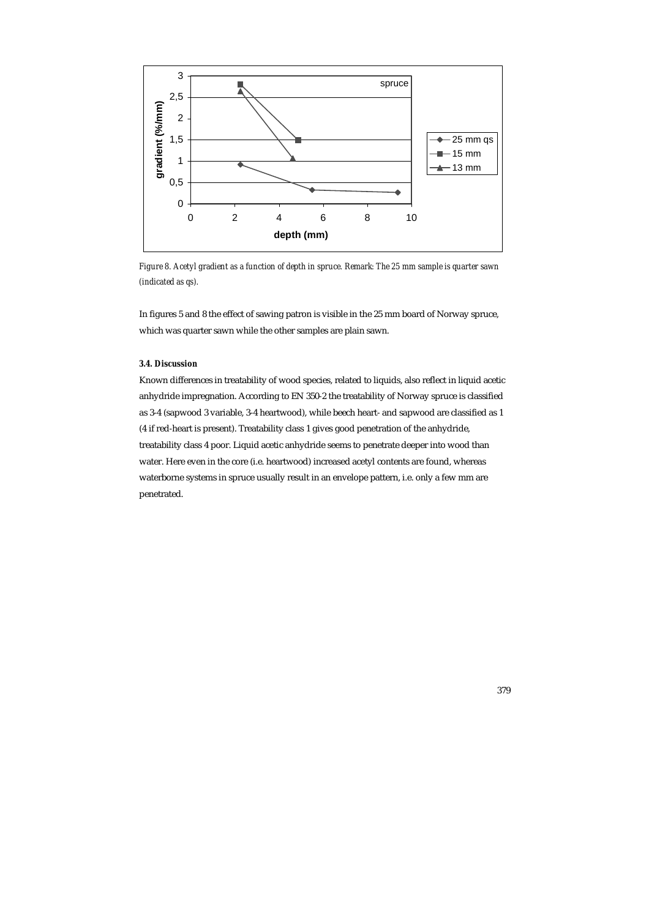*Figure 8. Acetyl gradient as a function of depth in spruce. Remark: The 25 mm sample is quarter sawn (indicated as qs).*

In figures 5 and 8 the effect of sawing patron is visible in the 25 mm board of Norway spruce, which was quarter sawn while the other samples are plain sawn.

#### 3.4. Discussion

Known differences in treatability of wood species, related to liquids, also reflect in liquid acetic anhydride impregnation. According to EN 350-2 the treatability of Norway spruce is classified as 3-4 (sapwood 3 variable, 3-4 heartwood), while beech heart- and sapwood are classified as 1 (4 if red-heart is present). Treatability class 1 gives good penetration of the anhydride, treatability class 4 poor. Liquid acetic anhydride seems to penetrate deeper into wood than water. Here even in the core (i.e. heartwood) increased acetyl contents are found, whereas waterborne systems in spruce usually result in an envelope pattern, i.e. only a few mm are penetrated.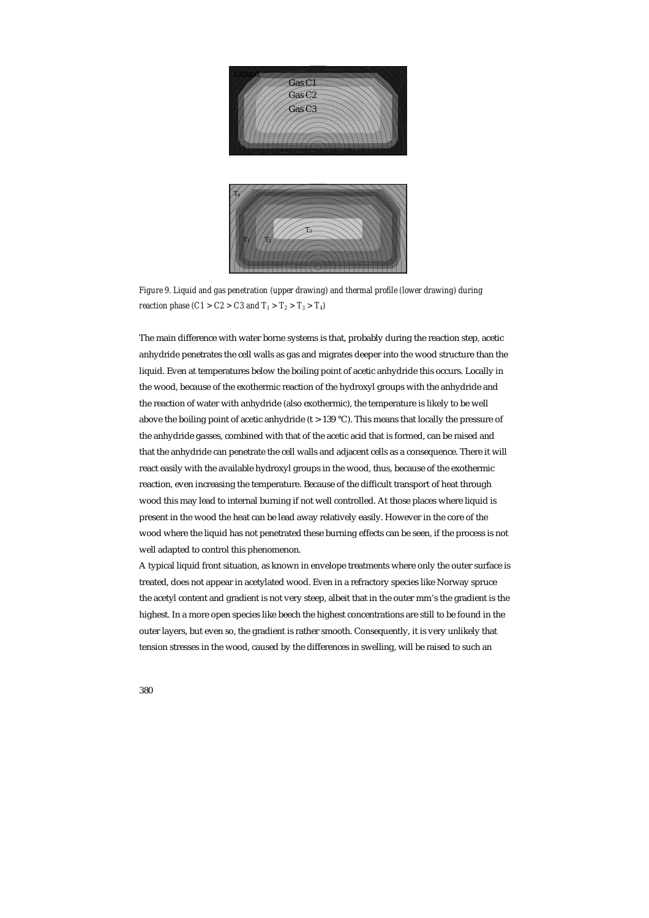*Figure 9. Liquid and gas penetration (upper drawing) and thermal profile (lower drawing) during reaction phase (C1 > C2 > C3 and $T_1 > T_2 > T_3 > T_4$)*

The main difference with water borne systems is that, probably during the reaction step, acetic anhydride penetrates the cell walls as gas and migrates deeper into the wood structure than the liquid. Even at temperatures below the boiling point of acetic anhydride this occurs. Locally in the wood, because of the exothermic reaction of the hydroxyl groups with the anhydride and the reaction of water with anhydride (also exothermic), the temperature is likely to be well above the boiling point of acetic anhydride (t > 139 °C). This means that locally the pressure of the anhydride gasses, combined with that of the acetic acid that is formed, can be raised and that the anhydride can penetrate the cell walls and adjacent cells as a consequence. There it will react easily with the available hydroxyl groups in the wood, thus, because of the exothermic reaction, even increasing the temperature. Because of the difficult transport of heat through wood this may lead to internal burning if not well controlled. At those places where liquid is present in the wood the heat can be lead away relatively easily. However in the core of the wood where the liquid has not penetrated these burning effects can be seen, if the process is not well adapted to control this phenomenon.

A typical liquid front situation, as known in envelope treatments where only the outer surface is treated, does not appear in acetylated wood. Even in a refractory species like Norway spruce the acetyl content and gradient is not very steep, albeit that in the outer mm's the gradient is the highest. In a more open species like beech the highest concentrations are still to be found in the outer layers, but even so, the gradient is rather smooth. Consequently, it is very unlikely that tension stresses in the wood, caused by the differences in swelling, will be raised to such an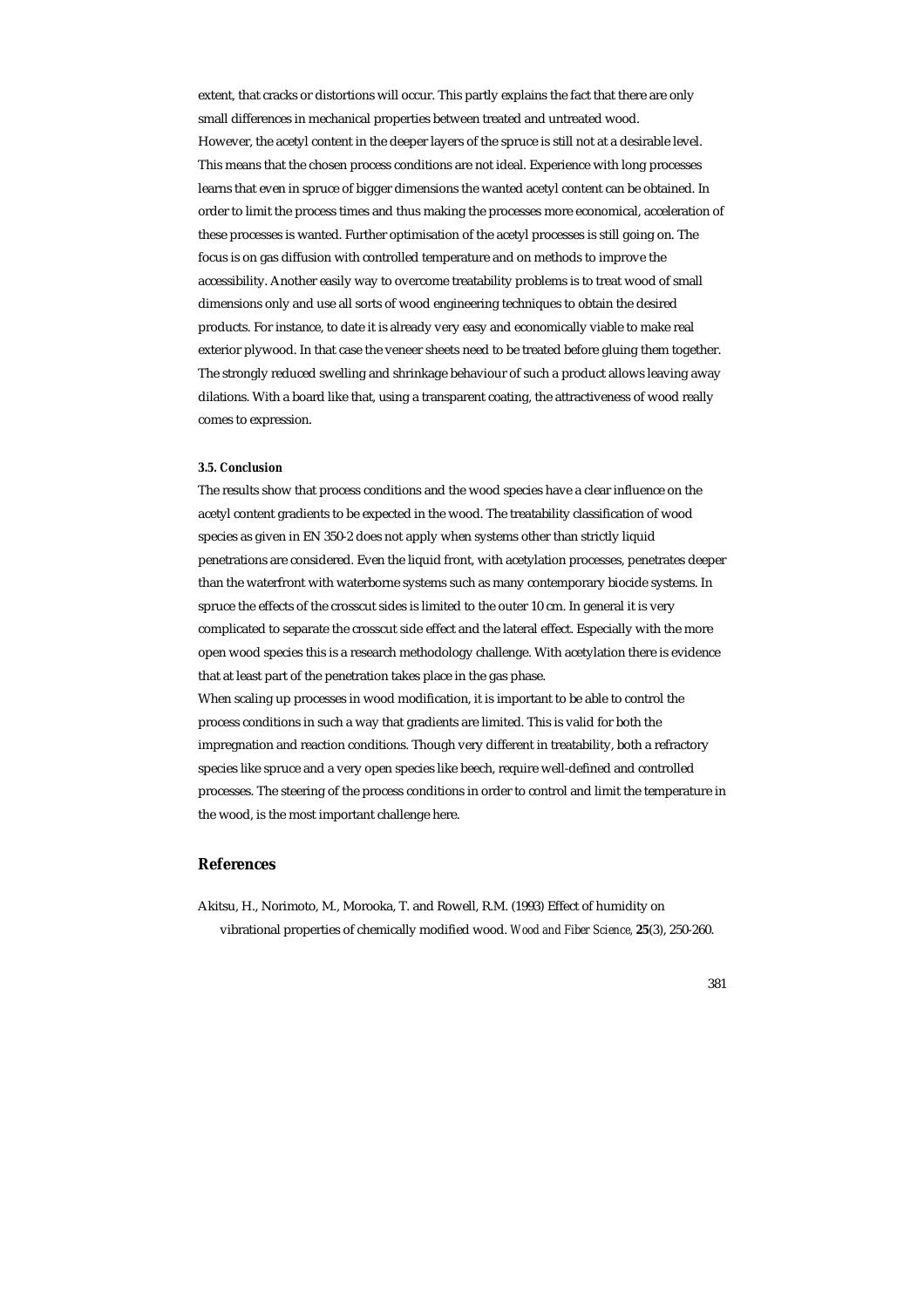extent, that cracks or distortions will occur. This partly explains the fact that there are only small differences in mechanical properties between treated and untreated wood.
However, the acetyl content in the deeper layers of the spruce is still not at a desirable level. This means that the chosen process conditions are not ideal. Experience with long processes learns that even in spruce of bigger dimensions the wanted acetyl content can be obtained. In order to limit the process times and thus making the processes more economical, acceleration of these processes is wanted. Further optimisation of the acetyl processes is still going on. The focus is on gas diffusion with controlled temperature and on methods to improve the accessibility. Another easily way to overcome treatability problems is to treat wood of small dimensions only and use all sorts of wood engineering techniques to obtain the desired products. For instance, to date it is already very easy and economically viable to make real exterior plywood. In that case the veneer sheets need to be treated before gluing them together. The strongly reduced swelling and shrinkage behaviour of such a product allows leaving away dilations. With a board like that, using a transparent coating, the attractiveness of wood really comes to expression.

#### 3.5. Conclusion

The results show that process conditions and the wood species have a clear influence on the acetyl content gradients to be expected in the wood. The treatability classification of wood species as given in EN 350-2 does not apply when systems other than strictly liquid penetrations are considered. Even the liquid front, with acetylation processes, penetrates deeper than the waterfront with waterborne systems such as many contemporary biocide systems. In spruce the effects of the crosscut sides is limited to the outer 10 cm. In general it is very complicated to separate the crosscut side effect and the lateral effect. Especially with the more open wood species this is a research methodology challenge. With acetylation there is evidence that at least part of the penetration takes place in the gas phase.
When scaling up processes in wood modification, it is important to be able to control the process conditions in such a way that gradients are limited. This is valid for both the impregnation and reaction conditions. Though very different in treatability, both a refractory species like spruce and a very open species like beech, require well-defined and controlled processes. The steering of the process conditions in order to control and limit the temperature in the wood, is the most important challenge here.

## References

Akitsu, H., Norimoto, M., Morooka, T. and Rowell, R.M. (1993) Effect of humidity on vibrational properties of chemically modified wood. *Wood and Fiber Science*, **25**(3), 250-260.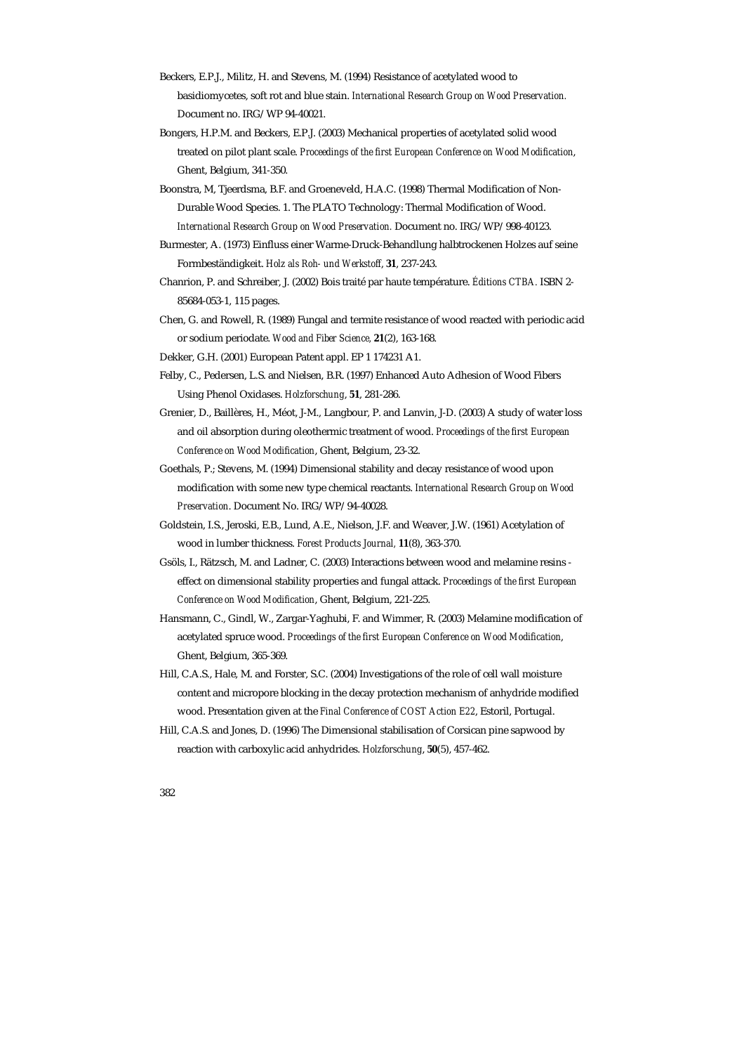Beckers, E.P.J., Militz, H. and Stevens, M. (1994) Resistance of acetylated wood to basidiomycetes, soft rot and blue stain. *International Research Group on Wood Preservation.* Document no. IRG/WP 94-40021.

Bongers, H.P.M. and Beckers, E.P.J. (2003) Mechanical properties of acetylated solid wood treated on pilot plant scale. *Proceedings of the first European Conference on Wood Modification*, Ghent, Belgium, 341-350.

Boonstra, M, Tjeerdsma, B.F. and Groeneveld, H.A.C. (1998) Thermal Modification of Non-Durable Wood Species. 1. The PLATO Technology: Thermal Modification of Wood. *International Research Group on Wood Preservation.* Document no. IRG/WP/998-40123.

Burmester, A. (1973) Einfluss einer Warme-Druck-Behandlung halbtrockenen Holzes auf seine Formbeständigkeit. *Holz als Roh- und Werkstoff*, **31**, 237-243.

Chanrion, P. and Schreiber, J. (2002) Bois traité par haute température. *Éditions CTBA.* ISBN 2-85684-053-1, 115 pages.

Chen, G. and Rowell, R. (1989) Fungal and termite resistance of wood reacted with periodic acid or sodium periodate. *Wood and Fiber Science,* **21**(2), 163-168.

Dekker, G.H. (2001) European Patent appl. EP 1 174231 A1.

Felby, C., Pedersen, L.S. and Nielsen, B.R. (1997) Enhanced Auto Adhesion of Wood Fibers Using Phenol Oxidases. *Holzforschung*, **51**, 281-286.

Grenier, D., Baillères, H., Méot, J-M., Langbour, P. and Lanvin, J-D. (2003) A study of water loss and oil absorption during oleothermic treatment of wood. *Proceedings of the first European Conference on Wood Modification*, Ghent, Belgium, 23-32.

Goethals, P.; Stevens, M. (1994) Dimensional stability and decay resistance of wood upon modification with some new type chemical reactants. *International Research Group on Wood Preservation*. Document No. IRG/WP/94-40028.

Goldstein, I.S., Jeroski, E.B., Lund, A.E., Nielson, J.F. and Weaver, J.W. (1961) Acetylation of wood in lumber thickness. *Forest Products Journal,* **11**(8), 363-370.

Gsöls, I., Rätzsch, M. and Ladner, C. (2003) Interactions between wood and melamine resins - effect on dimensional stability properties and fungal attack. *Proceedings of the first European Conference on Wood Modification*, Ghent, Belgium, 221-225.

Hansmann, C., Gindl, W., Zargar-Yaghubi, F. and Wimmer, R. (2003) Melamine modification of acetylated spruce wood. *Proceedings of the first European Conference on Wood Modification*, Ghent, Belgium, 365-369.

Hill, C.A.S., Hale, M. and Forster, S.C. (2004) Investigations of the role of cell wall moisture content and micropore blocking in the decay protection mechanism of anhydride modified wood. Presentation given at the *Final Conference of COST Action E22*, Estoril, Portugal.

Hill, C.A.S. and Jones, D. (1996) The Dimensional stabilisation of Corsican pine sapwood by reaction with carboxylic acid anhydrides. *Holzforschung*, **50**(5), 457-462.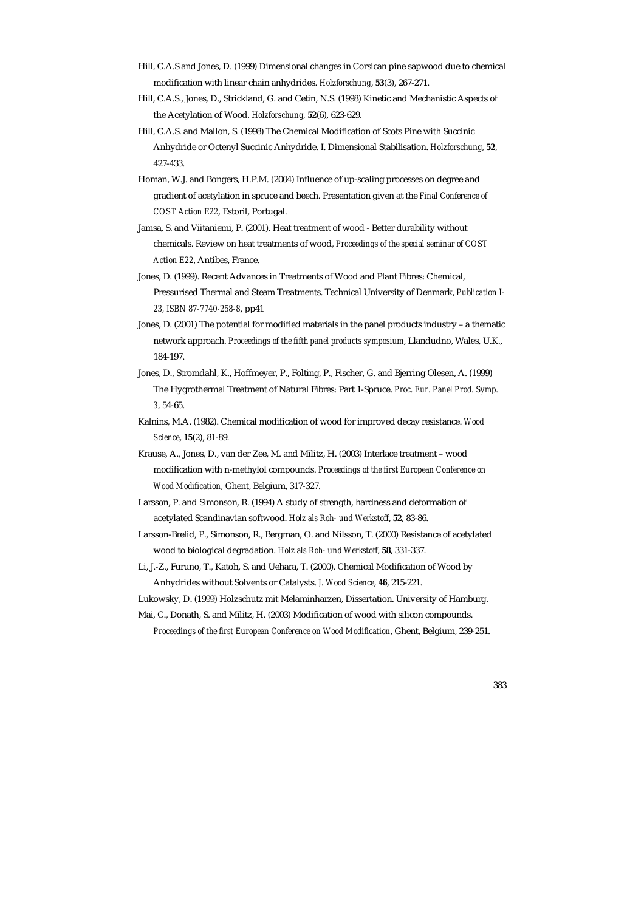Hill, C.A.S and Jones, D. (1999) Dimensional changes in Corsican pine sapwood due to chemical modification with linear chain anhydrides. *Holzforschung*, **53**(3), 267-271.

Hill, C.A.S., Jones, D., Strickland, G. and Cetin, N.S. (1998) Kinetic and Mechanistic Aspects of the Acetylation of Wood. *Holzforschung,* **52**(6), 623-629.

Hill, C.A.S. and Mallon, S. (1998) The Chemical Modification of Scots Pine with Succinic Anhydride or Octenyl Succinic Anhydride. I. Dimensional Stabilisation. *Holzforschung,* **52**, 427-433.

Homan, W.J. and Bongers, H.P.M. (2004) Influence of up-scaling processes on degree and gradient of acetylation in spruce and beech. Presentation given at the *Final Conference of COST Action E22*, Estoril, Portugal.

Jamsa, S. and Viitaniemi, P. (2001). Heat treatment of wood - Better durability without chemicals. Review on heat treatments of wood, *Proceedings of the special seminar of COST Action E22*, Antibes, France.

Jones, D. (1999). Recent Advances in Treatments of Wood and Plant Fibres: Chemical, Pressurised Thermal and Steam Treatments. Technical University of Denmark, *Publication I-23, ISBN 87-7740-258-8*, pp41

Jones, D. (2001) The potential for modified materials in the panel products industry – a thematic network approach. *Proceedings of the fifth panel products symposium*, Llandudno, Wales, U.K., 184-197.

Jones, D., Stromdahl, K., Hoffmeyer, P., Folting, P., Fischer, G. and Bjerring Olesen, A. (1999) The Hygrothermal Treatment of Natural Fibres: Part 1-Spruce. *Proc. Eur. Panel Prod. Symp. 3*, 54-65.

Kalnins, M.A. (1982). Chemical modification of wood for improved decay resistance. *Wood Science*, **15**(2), 81-89.

Krause, A., Jones, D., van der Zee, M. and Militz, H. (2003) Interlace treatment – wood modification with n-methylol compounds. *Proceedings of the first European Conference on Wood Modification*, Ghent, Belgium, 317-327.

Larsson, P. and Simonson, R. (1994) A study of strength, hardness and deformation of acetylated Scandinavian softwood. *Holz als Roh- und Werkstoff*, **52**, 83-86.

Larsson-Brelid, P., Simonson, R., Bergman, O. and Nilsson, T. (2000) Resistance of acetylated wood to biological degradation. *Holz als Roh- und Werkstoff*, **58**, 331-337.

Li, J.-Z., Furuno, T., Katoh, S. and Uehara, T. (2000). Chemical Modification of Wood by Anhydrides without Solvents or Catalysts. *J. Wood Science*, **46**, 215-221.

Lukowsky, D. (1999) Holzschutz mit Melaminharzen, Dissertation. University of Hamburg.

Mai, C., Donath, S. and Militz, H. (2003) Modification of wood with silicon compounds. *Proceedings of the first European Conference on Wood Modification*, Ghent, Belgium, 239-251.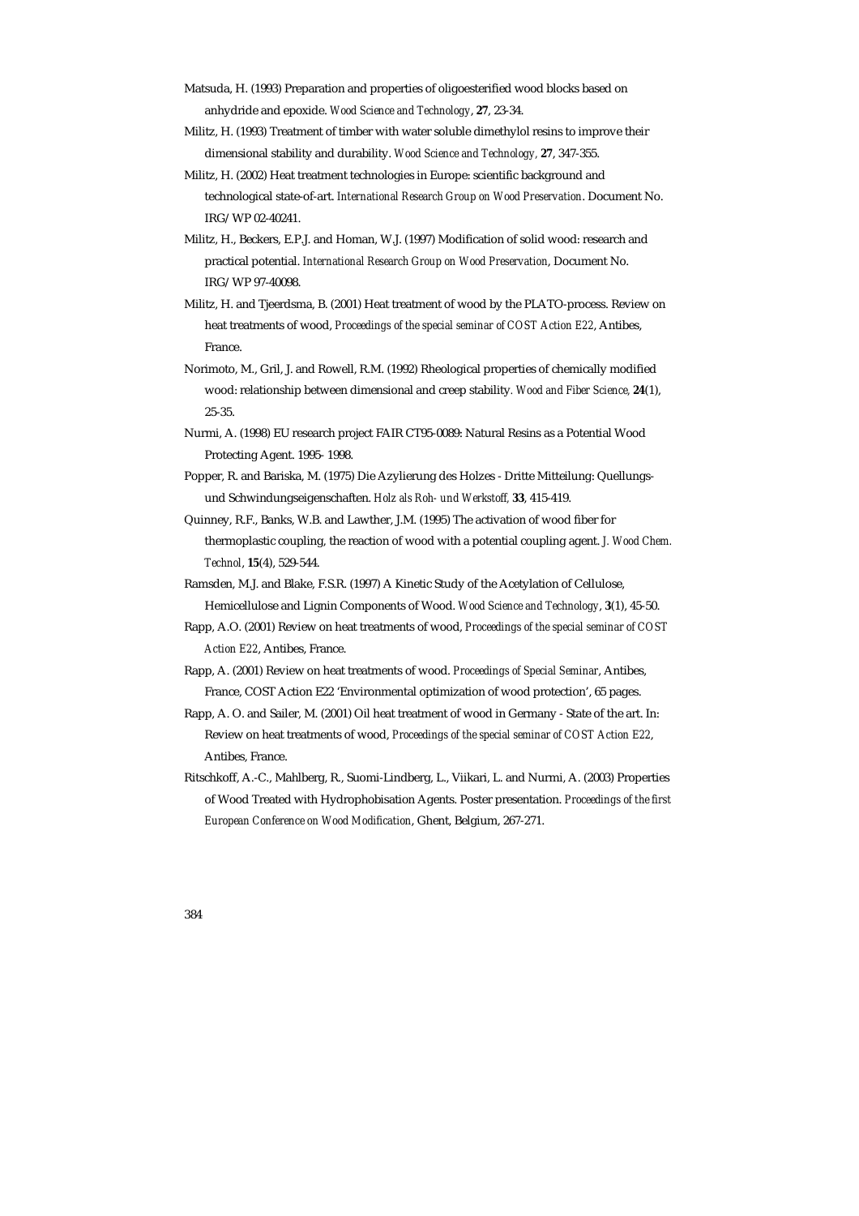Matsuda, H. (1993) Preparation and properties of oligoesterified wood blocks based on anhydride and epoxide. *Wood Science and Technology*, **27**, 23-34.

Militz, H. (1993) Treatment of timber with water soluble dimethylol resins to improve their dimensional stability and durability. *Wood Science and Technology*, **27**, 347-355.

Militz, H. (2002) Heat treatment technologies in Europe: scientific background and technological state-of-art. *International Research Group on Wood Preservation*. Document No. IRG/WP 02-40241.

Militz, H., Beckers, E.P.J. and Homan, W.J. (1997) Modification of solid wood: research and practical potential. *International Research Group on Wood Preservation*, Document No. IRG/WP 97-40098.

Militz, H. and Tjeerdsma, B. (2001) Heat treatment of wood by the PLATO-process. Review on heat treatments of wood, *Proceedings of the special seminar of COST Action E22*, Antibes, France.

Norimoto, M., Gril, J. and Rowell, R.M. (1992) Rheological properties of chemically modified wood: relationship between dimensional and creep stability. *Wood and Fiber Science*, **24**(1), 25-35.

Nurmi, A. (1998) EU research project FAIR CT95-0089: Natural Resins as a Potential Wood Protecting Agent. 1995- 1998.

Popper, R. and Bariska, M. (1975) Die Azylierung des Holzes - Dritte Mitteilung: Quellungs- und Schwindungseigenschaften. *Holz als Roh- und Werkstoff*, **33**, 415-419.

Quinney, R.F., Banks, W.B. and Lawther, J.M. (1995) The activation of wood fiber for thermoplastic coupling, the reaction of wood with a potential coupling agent. *J. Wood Chem. Technol*, **15**(4), 529-544.

Ramsden, M.J. and Blake, F.S.R. (1997) A Kinetic Study of the Acetylation of Cellulose, Hemicellulose and Lignin Components of Wood. *Wood Science and Technology*, **3**(1), 45-50.

Rapp, A.O. (2001) Review on heat treatments of wood, *Proceedings of the special seminar of COST Action E22*, Antibes, France.

Rapp, A. (2001) Review on heat treatments of wood. *Proceedings of Special Seminar*, Antibes, France, COST Action E22 'Environmental optimization of wood protection', 65 pages.

Rapp, A. O. and Sailer, M. (2001) Oil heat treatment of wood in Germany - State of the art. In: Review on heat treatments of wood, *Proceedings of the special seminar of COST Action E22*, Antibes, France.

Ritschkoff, A.-C., Mahlberg, R., Suomi-Lindberg, L., Viikari, L. and Nurmi, A. (2003) Properties of Wood Treated with Hydrophobisation Agents. Poster presentation. *Proceedings of the first European Conference on Wood Modification*, Ghent, Belgium, 267-271.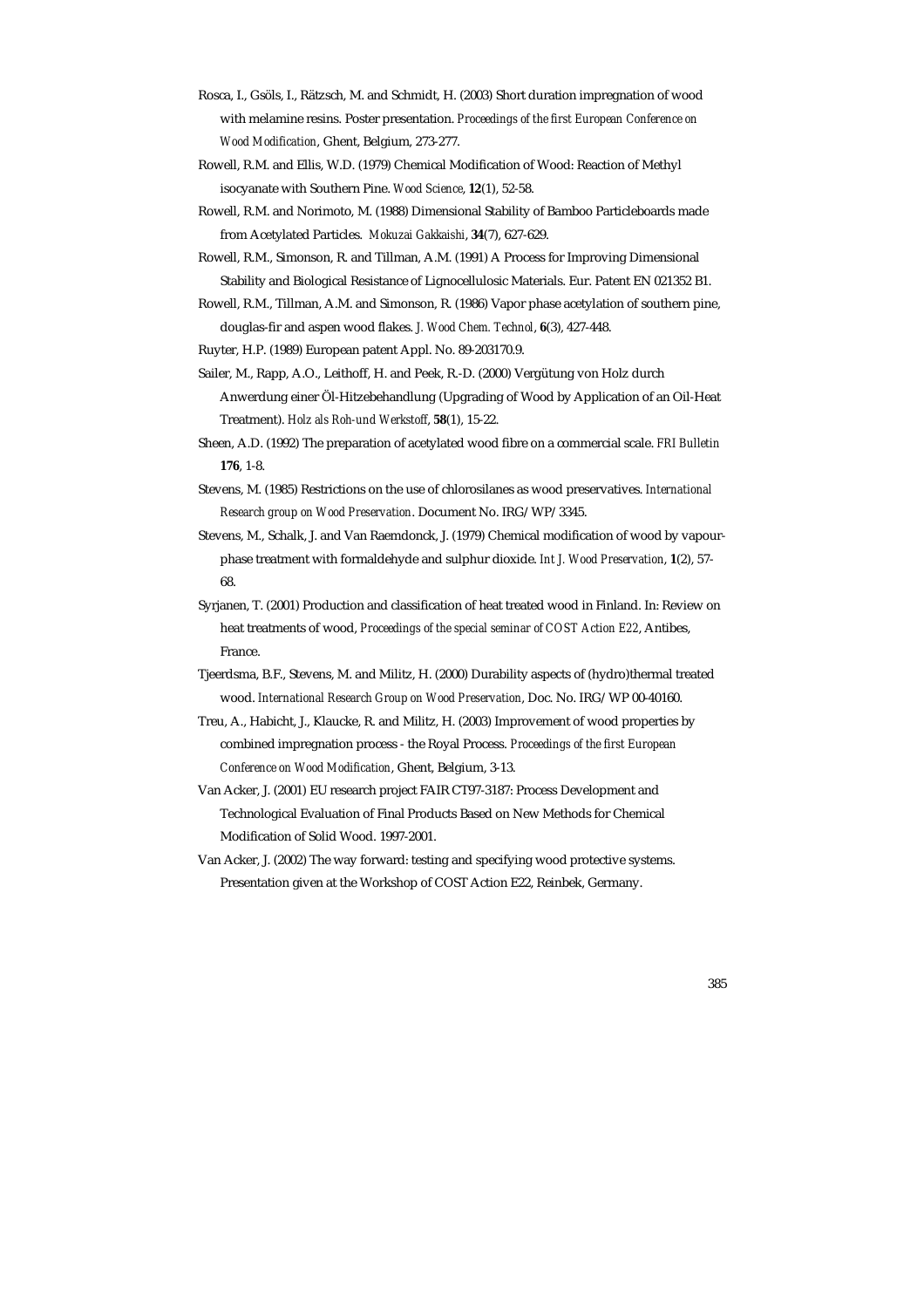Rosca, I., Gsöls, I., Rätzsch, M. and Schmidt, H. (2003) Short duration impregnation of wood with melamine resins. Poster presentation. *Proceedings of the first European Conference on Wood Modification*, Ghent, Belgium, 273-277.

Rowell, R.M. and Ellis, W.D. (1979) Chemical Modification of Wood: Reaction of Methyl isocyanate with Southern Pine. *Wood Science*, **12**(1), 52-58.

Rowell, R.M. and Norimoto, M. (1988) Dimensional Stability of Bamboo Particleboards made from Acetylated Particles. *Mokuzai Gakkaishi*, **34**(7), 627-629.

Rowell, R.M., Simonson, R. and Tillman, A.M. (1991) A Process for Improving Dimensional Stability and Biological Resistance of Lignocellulosic Materials. Eur. Patent EN 021352 B1.

Rowell, R.M., Tillman, A.M. and Simonson, R. (1986) Vapor phase acetylation of southern pine, douglas-fir and aspen wood flakes. *J. Wood Chem. Technol*, **6**(3), 427-448.

Ruyter, H.P. (1989) European patent Appl. No. 89-203170.9.

Sailer, M., Rapp, A.O., Leithoff, H. and Peek, R.-D. (2000) Vergütung von Holz durch Anwerdung einer Öl-Hitzebehandlung (Upgrading of Wood by Application of an Oil-Heat Treatment). *Holz als Roh-und Werkstoff*, **58**(1), 15-22.

Sheen, A.D. (1992) The preparation of acetylated wood fibre on a commercial scale. *FRI Bulletin* **176**, 1-8.

Stevens, M. (1985) Restrictions on the use of chlorosilanes as wood preservatives. *International Research group on Wood Preservation*. Document No. IRG/WP/3345.

Stevens, M., Schalk, J. and Van Raemdonck, J. (1979) Chemical modification of wood by vapour-phase treatment with formaldehyde and sulphur dioxide. *Int J. Wood Preservation*, **1**(2), 57-68.

Syrjanen, T. (2001) Production and classification of heat treated wood in Finland. In: Review on heat treatments of wood, *Proceedings of the special seminar of COST Action E22*, Antibes, France.

Tjeerdsma, B.F., Stevens, M. and Militz, H. (2000) Durability aspects of (hydro)thermal treated wood. *International Research Group on Wood Preservation*, Doc. No. IRG/WP 00-40160.

Treu, A., Habicht, J., Klaucke, R. and Militz, H. (2003) Improvement of wood properties by combined impregnation process - the Royal Process. *Proceedings of the first European Conference on Wood Modification*, Ghent, Belgium, 3-13.

Van Acker, J. (2001) EU research project FAIR CT97-3187: Process Development and Technological Evaluation of Final Products Based on New Methods for Chemical Modification of Solid Wood. 1997-2001.

Van Acker, J. (2002) The way forward: testing and specifying wood protective systems. Presentation given at the Workshop of COST Action E22, Reinbek, Germany.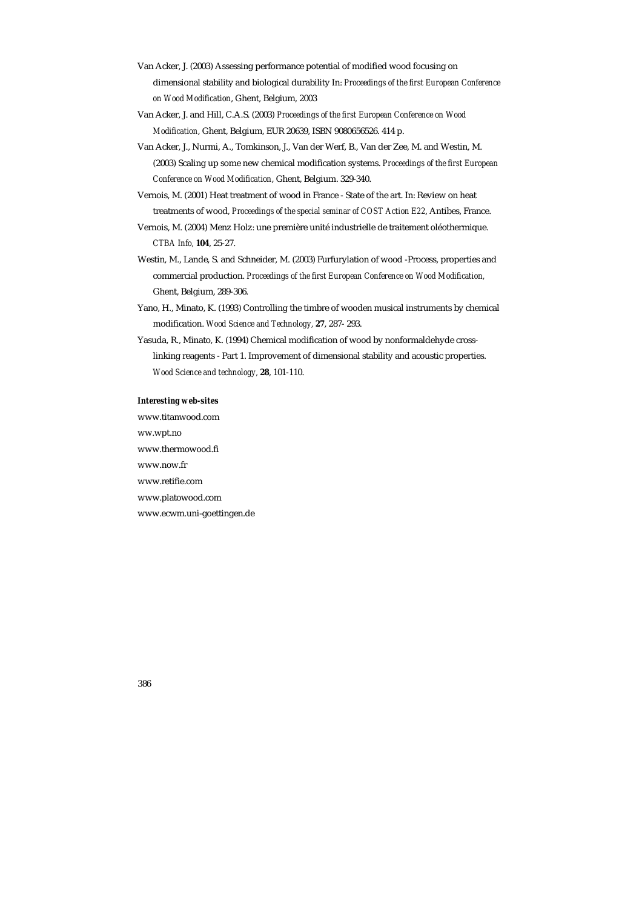Van Acker, J. (2003) Assessing performance potential of modified wood focusing on dimensional stability and biological durability In: *Proceedings of the first European Conference on Wood Modification*, Ghent, Belgium, 2003

Van Acker, J. and Hill, C.A.S. (2003) *Proceedings of the first European Conference on Wood Modification*, Ghent, Belgium, EUR 20639, ISBN 9080656526. 414 p.

Van Acker, J., Nurmi, A., Tomkinson, J., Van der Werf, B., Van der Zee, M. and Westin, M. (2003) Scaling up some new chemical modification systems. *Proceedings of the first European Conference on Wood Modification*, Ghent, Belgium. 329-340.

Vernois, M. (2001) Heat treatment of wood in France - State of the art. In: Review on heat treatments of wood, *Proceedings of the special seminar of COST Action E22*, Antibes, France.

Vernois, M. (2004) Menz Holz: une première unité industrielle de traitement oléothermique. *CTBA Info*, **104**, 25-27.

Westin, M., Lande, S. and Schneider, M. (2003) Furfurylation of wood -Process, properties and commercial production. *Proceedings of the first European Conference on Wood Modification*, Ghent, Belgium, 289-306.

Yano, H., Minato, K. (1993) Controlling the timbre of wooden musical instruments by chemical modification. *Wood Science and Technology*, **27**, 287- 293.

Yasuda, R., Minato, K. (1994) Chemical modification of wood by nonformaldehyde cross-linking reagents - Part 1. Improvement of dimensional stability and acoustic properties. *Wood Science and technology*, **28**, 101-110.

***Interesting web-sites***

www.titanwood.com

ww.wpt.no

www.thermowood.fi

www.now.fr

www.retifie.com

www.platowood.com

www.ecwm.uni-goettingen.de